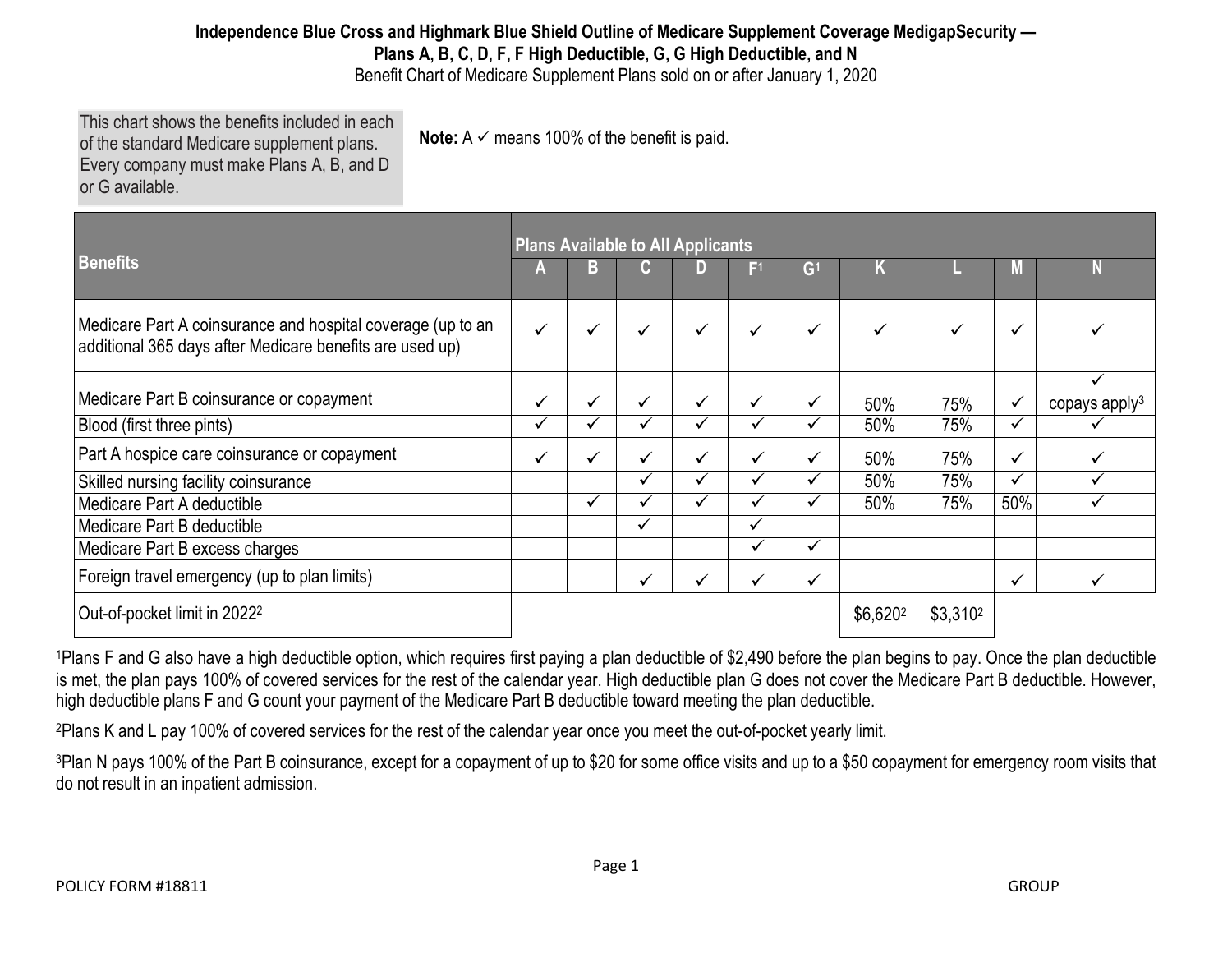# Independence Blue Cross and Highmark Blue Shield Outline of Medicare Supplement Coverage MedigapSecurity — Plans A, B, C, D, F, F High Deductible, G, G High Deductible, and N

Benefit Chart of Medicare Supplement Plans sold on or after January 1, 2020

This chart shows the benefits included in each of the standard Medicare supplement plans. Every company must make Plans A, B, and D or G available.

**Note:** A ✓ means 100% of the benefit is paid.

| Benefits | Plans Available to All Applicants | | | | | | | | | |
|---|---|---|---|---|---|---|---|---|---|---|
| | A | B | C | D | F[1] | G[1] | K | L | M | N |
| Medicare Part A coinsurance and hospital coverage (up to an additional 365 days after Medicare benefits are used up) | ✓ | ✓ | ✓ | ✓ | ✓ | ✓ | ✓ | ✓ | ✓ | ✓ |
| Medicare Part B coinsurance or copayment | ✓ | ✓ | ✓ | ✓ | ✓ | ✓ | 50% | 75% | ✓ | ✓ copays apply[3] |
| Blood (first three pints) | ✓ | ✓ | ✓ | ✓ | ✓ | ✓ | 50% | 75% | ✓ | ✓ |
| Part A hospice care coinsurance or copayment | ✓ | ✓ | ✓ | ✓ | ✓ | ✓ | 50% | 75% | ✓ | ✓ |
| Skilled nursing facility coinsurance | | | ✓ | ✓ | ✓ | ✓ | 50% | 75% | ✓ | ✓ |
| Medicare Part A deductible | | ✓ | ✓ | ✓ | ✓ | ✓ | 50% | 75% | 50% | ✓ |
| Medicare Part B deductible | | | ✓ | | ✓ | | | | | |
| Medicare Part B excess charges | | | | | ✓ | ✓ | | | | |
| Foreign travel emergency (up to plan limits) | | | ✓ | ✓ | ✓ | ✓ | | | ✓ | ✓ |
| Out-of-pocket limit in 2022[2] | | | | | | | $6,620[2] | $3,310[2] | | |

[1]Plans F and G also have a high deductible option, which requires first paying a plan deductible of $2,490 before the plan begins to pay. Once the plan deductible is met, the plan pays 100% of covered services for the rest of the calendar year. High deductible plan G does not cover the Medicare Part B deductible. However, high deductible plans F and G count your payment of the Medicare Part B deductible toward meeting the plan deductible.

[2]Plans K and L pay 100% of covered services for the rest of the calendar year once you meet the out-of-pocket yearly limit.

[3]Plan N pays 100% of the Part B coinsurance, except for a copayment of up to $20 for some office visits and up to a $50 copayment for emergency room visits that do not result in an inpatient admission.

POLICY FORM #18811 GROUP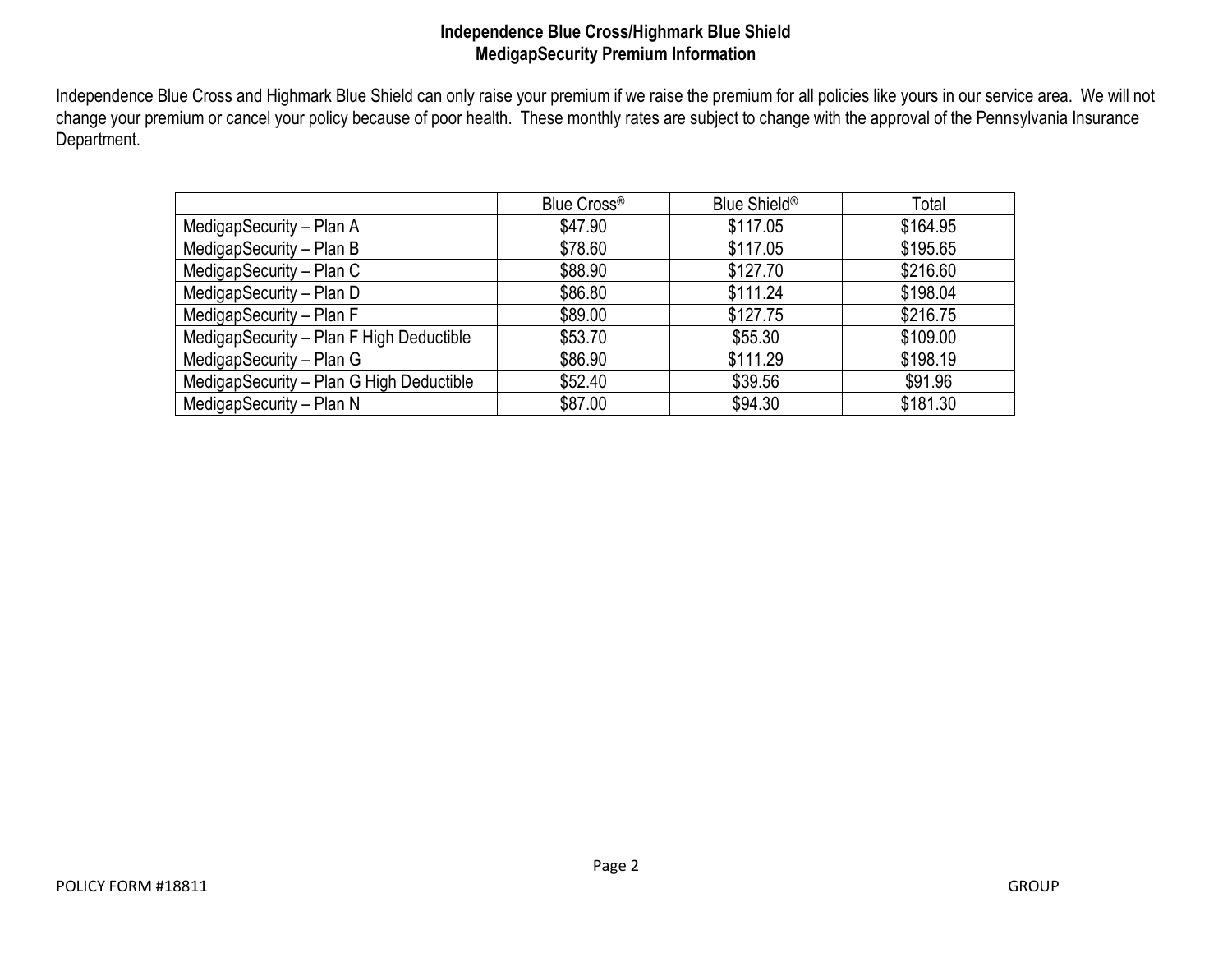**Independence Blue Cross/Highmark Blue Shield**
**MedigapSecurity Premium Information**

Independence Blue Cross and Highmark Blue Shield can only raise your premium if we raise the premium for all policies like yours in our service area. We will not change your premium or cancel your policy because of poor health. These monthly rates are subject to change with the approval of the Pennsylvania Insurance Department.

| | Blue Cross® | Blue Shield® | Total |
|---|---|---|---|
| MedigapSecurity – Plan A | $47.90 | $117.05 | $164.95 |
| MedigapSecurity – Plan B | $78.60 | $117.05 | $195.65 |
| MedigapSecurity – Plan C | $88.90 | $127.70 | $216.60 |
| MedigapSecurity – Plan D | $86.80 | $111.24 | $198.04 |
| MedigapSecurity – Plan F | $89.00 | $127.75 | $216.75 |
| MedigapSecurity – Plan F High Deductible | $53.70 | $55.30 | $109.00 |
| MedigapSecurity – Plan G | $86.90 | $111.29 | $198.19 |
| MedigapSecurity – Plan G High Deductible | $52.40 | $39.56 | $91.96 |
| MedigapSecurity – Plan N | $87.00 | $94.30 | $181.30 |

POLICY FORM #18811 GROUP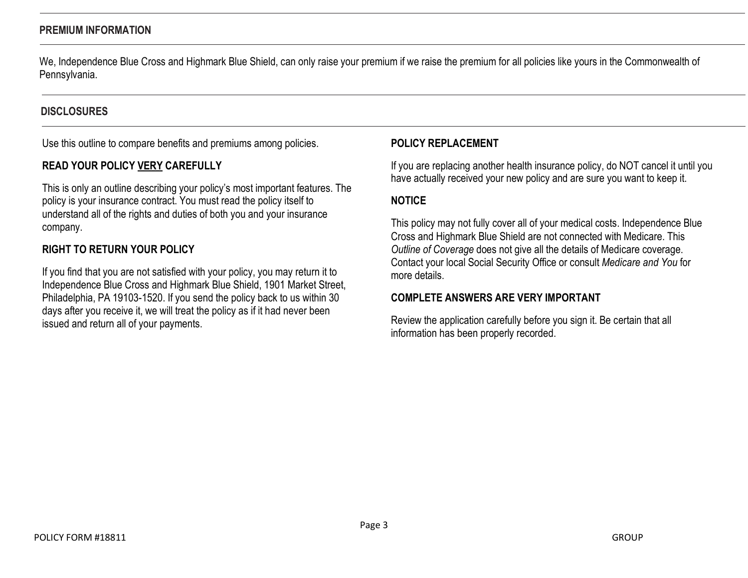## PREMIUM INFORMATION

We, Independence Blue Cross and Highmark Blue Shield, can only raise your premium if we raise the premium for all policies like yours in the Commonwealth of Pennsylvania.

## DISCLOSURES

Use this outline to compare benefits and premiums among policies.

### READ YOUR POLICY VERY CAREFULLY

This is only an outline describing your policy's most important features. The policy is your insurance contract. You must read the policy itself to understand all of the rights and duties of both you and your insurance company.

### RIGHT TO RETURN YOUR POLICY

If you find that you are not satisfied with your policy, you may return it to Independence Blue Cross and Highmark Blue Shield, 1901 Market Street, Philadelphia, PA 19103-1520. If you send the policy back to us within 30 days after you receive it, we will treat the policy as if it had never been issued and return all of your payments.

### POLICY REPLACEMENT

If you are replacing another health insurance policy, do NOT cancel it until you have actually received your new policy and are sure you want to keep it.

### NOTICE

This policy may not fully cover all of your medical costs. Independence Blue Cross and Highmark Blue Shield are not connected with Medicare. This *Outline of Coverage* does not give all the details of Medicare coverage. Contact your local Social Security Office or consult *Medicare and You* for more details.

### COMPLETE ANSWERS ARE VERY IMPORTANT

Review the application carefully before you sign it. Be certain that all information has been properly recorded.

POLICY FORM #18811 GROUP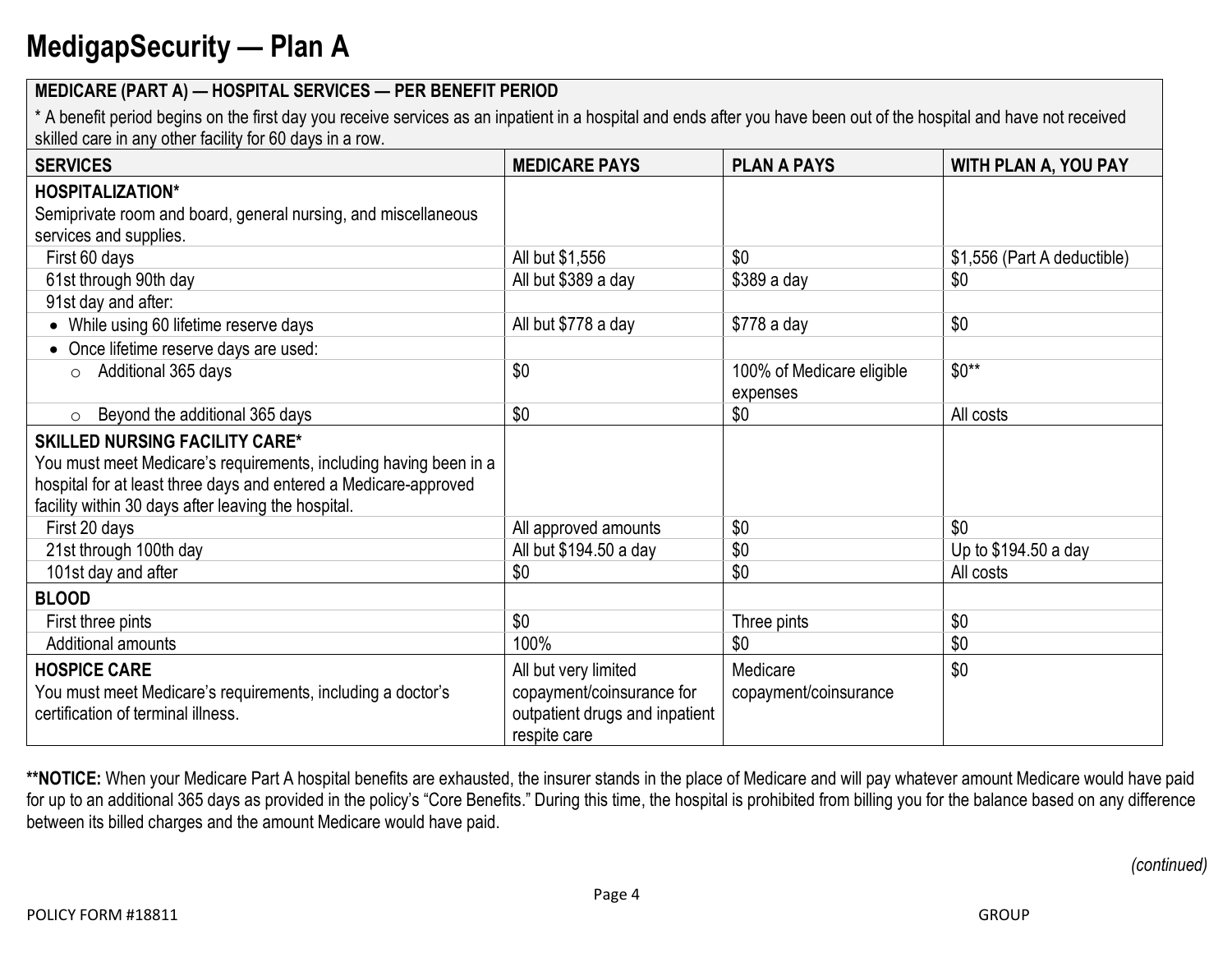# MedigapSecurity — Plan A

| MEDICARE (PART A) — HOSPITAL SERVICES — PER BENEFIT PERIOD<br>* A benefit period begins on the first day you receive services as an inpatient in a hospital and ends after you have been out of the hospital and have not received skilled care in any other facility for 60 days in a row. | | | |
|---|---|---|---|
| **SERVICES** | **MEDICARE PAYS** | **PLAN A PAYS** | **WITH PLAN A, YOU PAY** |
| **HOSPITALIZATION***<br>Semiprivate room and board, general nursing, and miscellaneous services and supplies. | | | |
| First 60 days | All but $1,556 | $0 | $1,556 (Part A deductible) |
| 61st through 90th day | All but $389 a day | $389 a day | $0 |
| 91st day and after: | | | |
| • While using 60 lifetime reserve days | All but $778 a day | $778 a day | $0 |
| • Once lifetime reserve days are used: | | | |
| ○ Additional 365 days | $0 | 100% of Medicare eligible expenses | $0** |
| ○ Beyond the additional 365 days | $0 | $0 | All costs |
| **SKILLED NURSING FACILITY CARE***<br>You must meet Medicare's requirements, including having been in a hospital for at least three days and entered a Medicare-approved facility within 30 days after leaving the hospital. | | | |
| First 20 days | All approved amounts | $0 | $0 |
| 21st through 100th day | All but $194.50 a day | $0 | Up to $194.50 a day |
| 101st day and after | $0 | $0 | All costs |
| **BLOOD** | | | |
| First three pints | $0 | Three pints | $0 |
| Additional amounts | 100% | $0 | $0 |
| **HOSPICE CARE**<br>You must meet Medicare's requirements, including a doctor's certification of terminal illness. | All but very limited copayment/coinsurance for outpatient drugs and inpatient respite care | Medicare copayment/coinsurance | $0 |

****NOTICE:** When your Medicare Part A hospital benefits are exhausted, the insurer stands in the place of Medicare and will pay whatever amount Medicare would have paid for up to an additional 365 days as provided in the policy's "Core Benefits." During this time, the hospital is prohibited from billing you for the balance based on any difference between its billed charges and the amount Medicare would have paid.

*(continued)*

POLICY FORM #18811 GROUP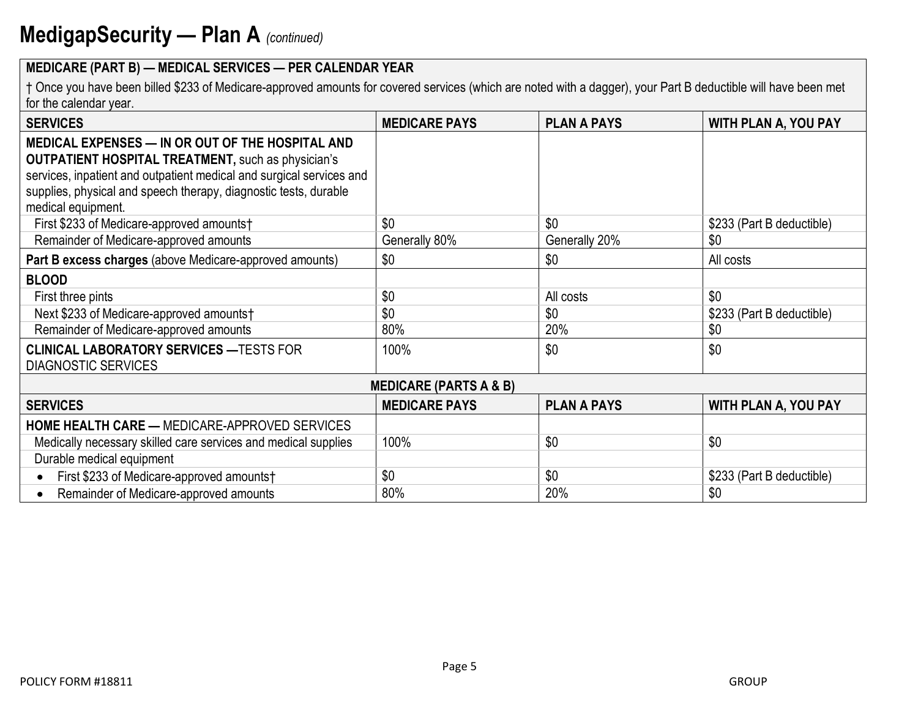# MedigapSecurity — Plan A *(continued)*

| MEDICARE (PART B) — MEDICAL SERVICES — PER CALENDAR YEAR | | | |
|---|---|---|---|
| † Once you have been billed $233 of Medicare-approved amounts for covered services (which are noted with a dagger), your Part B deductible will have been met for the calendar year. | | | |
| **SERVICES** | **MEDICARE PAYS** | **PLAN A PAYS** | **WITH PLAN A, YOU PAY** |
| **MEDICAL EXPENSES — IN OR OUT OF THE HOSPITAL AND OUTPATIENT HOSPITAL TREATMENT,** such as physician's services, inpatient and outpatient medical and surgical services and supplies, physical and speech therapy, diagnostic tests, durable medical equipment. | | | |
| First $233 of Medicare-approved amounts† | $0 | $0 | $233 (Part B deductible) |
| Remainder of Medicare-approved amounts | Generally 80% | Generally 20% | $0 |
| **Part B excess charges** (above Medicare-approved amounts) | $0 | $0 | All costs |
| **BLOOD** | | | |
| First three pints | $0 | All costs | $0 |
| Next $233 of Medicare-approved amounts† | $0 | $0 | $233 (Part B deductible) |
| Remainder of Medicare-approved amounts | 80% | 20% | $0 |
| **CLINICAL LABORATORY SERVICES —**TESTS FOR DIAGNOSTIC SERVICES | 100% | $0 | $0 |

| MEDICARE (PARTS A & B) | | | |
|---|---|---|---|
| **SERVICES** | **MEDICARE PAYS** | **PLAN A PAYS** | **WITH PLAN A, YOU PAY** |
| **HOME HEALTH CARE —** MEDICARE-APPROVED SERVICES | | | |
| Medically necessary skilled care services and medical supplies | 100% | $0 | $0 |
| Durable medical equipment | | | |
| • First $233 of Medicare-approved amounts† | $0 | $0 | $233 (Part B deductible) |
| • Remainder of Medicare-approved amounts | 80% | 20% | $0 |

POLICY FORM #18811 GROUP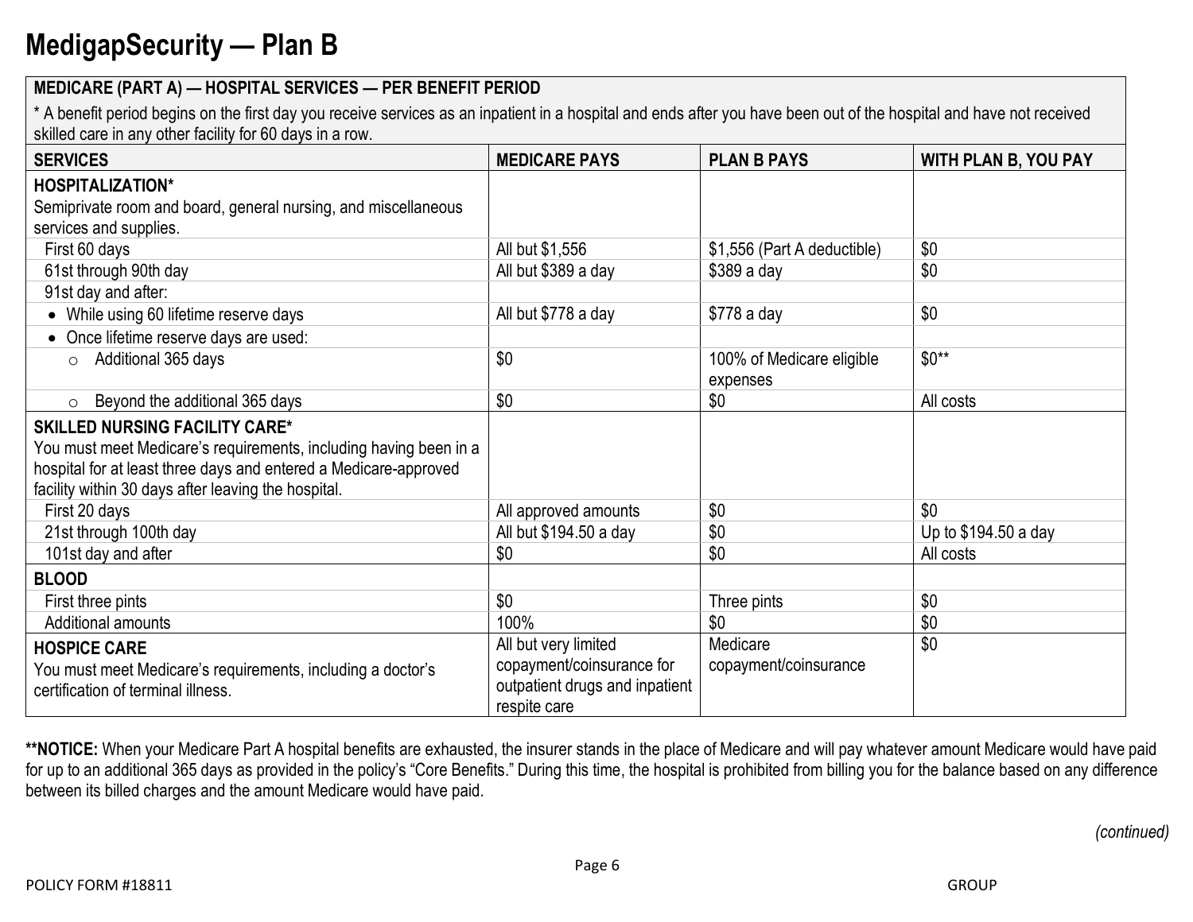# MedigapSecurity — Plan B

| MEDICARE (PART A) — HOSPITAL SERVICES — PER BENEFIT PERIOD<br>* A benefit period begins on the first day you receive services as an inpatient in a hospital and ends after you have been out of the hospital and have not received skilled care in any other facility for 60 days in a row. | | | |
|---|---|---|---|
| **SERVICES** | **MEDICARE PAYS** | **PLAN B PAYS** | **WITH PLAN B, YOU PAY** |
| **HOSPITALIZATION***<br>Semiprivate room and board, general nursing, and miscellaneous services and supplies. | | | |
| First 60 days | All but $1,556 | $1,556 (Part A deductible) | $0 |
| 61st through 90th day | All but $389 a day | $389 a day | $0 |
| 91st day and after: | | | |
| • While using 60 lifetime reserve days | All but $778 a day | $778 a day | $0 |
| • Once lifetime reserve days are used: | | | |
| ○ Additional 365 days | $0 | 100% of Medicare eligible expenses | $0** |
| ○ Beyond the additional 365 days | $0 | $0 | All costs |
| **SKILLED NURSING FACILITY CARE***<br>You must meet Medicare's requirements, including having been in a hospital for at least three days and entered a Medicare-approved facility within 30 days after leaving the hospital. | | | |
| First 20 days | All approved amounts | $0 | $0 |
| 21st through 100th day | All but $194.50 a day | $0 | Up to $194.50 a day |
| 101st day and after | $0 | $0 | All costs |
| **BLOOD** | | | |
| First three pints | $0 | Three pints | $0 |
| Additional amounts | 100% | $0 | $0 |
| **HOSPICE CARE**<br>You must meet Medicare's requirements, including a doctor's certification of terminal illness. | All but very limited copayment/coinsurance for outpatient drugs and inpatient respite care | Medicare copayment/coinsurance | $0 |

****NOTICE:** When your Medicare Part A hospital benefits are exhausted, the insurer stands in the place of Medicare and will pay whatever amount Medicare would have paid for up to an additional 365 days as provided in the policy's "Core Benefits." During this time, the hospital is prohibited from billing you for the balance based on any difference between its billed charges and the amount Medicare would have paid.

*(continued)*

POLICY FORM #18811 GROUP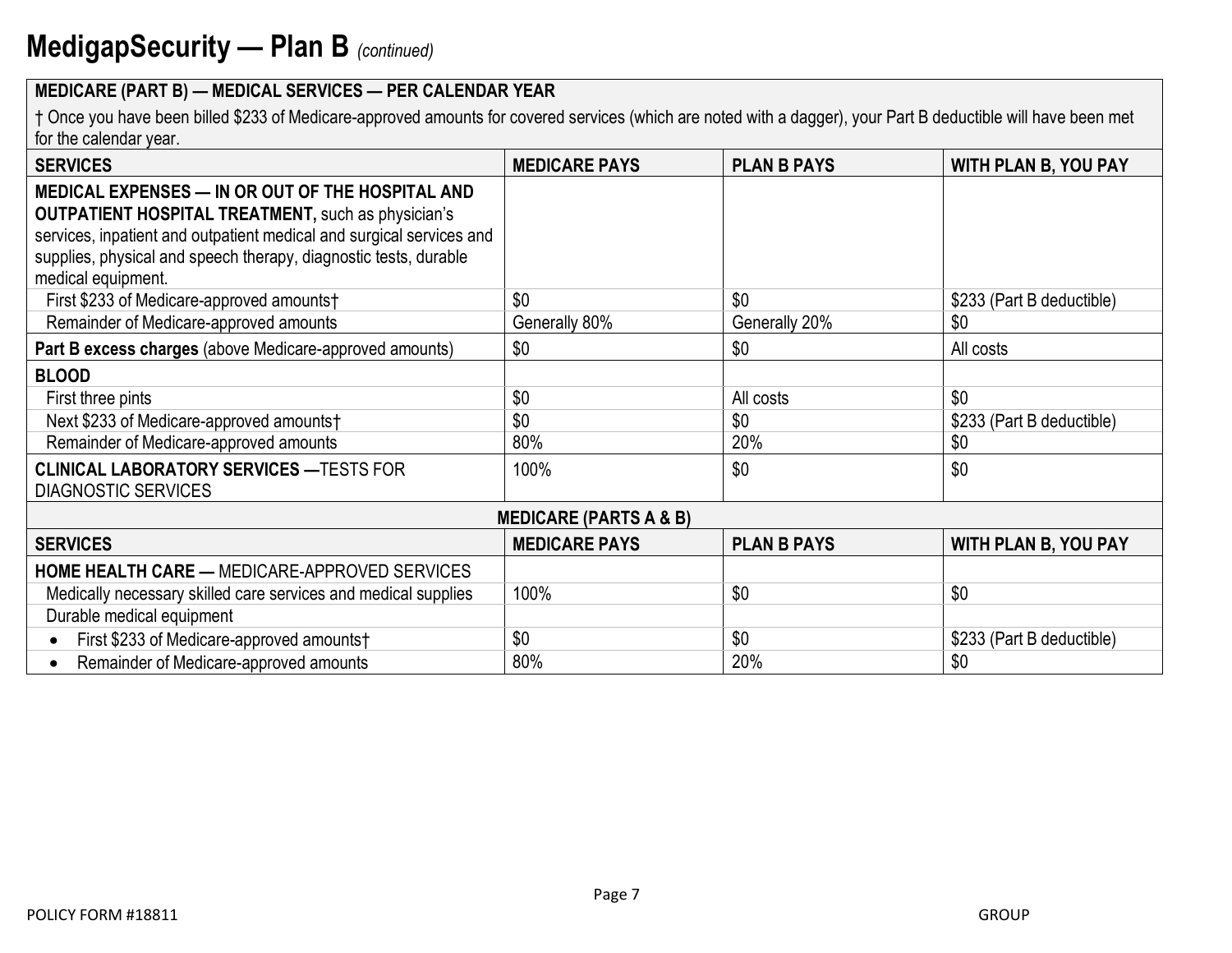# MedigapSecurity — Plan B *(continued)*

| MEDICARE (PART B) — MEDICAL SERVICES — PER CALENDAR YEAR | | | |
|---|---|---|---|
| † Once you have been billed $233 of Medicare-approved amounts for covered services (which are noted with a dagger), your Part B deductible will have been met for the calendar year. | | | |
| **SERVICES** | **MEDICARE PAYS** | **PLAN B PAYS** | **WITH PLAN B, YOU PAY** |
| **MEDICAL EXPENSES — IN OR OUT OF THE HOSPITAL AND OUTPATIENT HOSPITAL TREATMENT,** such as physician's services, inpatient and outpatient medical and surgical services and supplies, physical and speech therapy, diagnostic tests, durable medical equipment. | | | |
| First $233 of Medicare-approved amounts† | $0 | $0 | $233 (Part B deductible) |
| Remainder of Medicare-approved amounts | Generally 80% | Generally 20% | $0 |
| **Part B excess charges** (above Medicare-approved amounts) | $0 | $0 | All costs |
| **BLOOD** | | | |
| First three pints | $0 | All costs | $0 |
| Next $233 of Medicare-approved amounts† | $0 | $0 | $233 (Part B deductible) |
| Remainder of Medicare-approved amounts | 80% | 20% | $0 |
| **CLINICAL LABORATORY SERVICES —**TESTS FOR DIAGNOSTIC SERVICES | 100% | $0 | $0 |

| MEDICARE (PARTS A & B) | | | |
|---|---|---|---|
| **SERVICES** | **MEDICARE PAYS** | **PLAN B PAYS** | **WITH PLAN B, YOU PAY** |
| **HOME HEALTH CARE —** MEDICARE-APPROVED SERVICES | | | |
| Medically necessary skilled care services and medical supplies | 100% | $0 | $0 |
| Durable medical equipment | | | |
| • First $233 of Medicare-approved amounts† | $0 | $0 | $233 (Part B deductible) |
| • Remainder of Medicare-approved amounts | 80% | 20% | $0 |

POLICY FORM #18811 GROUP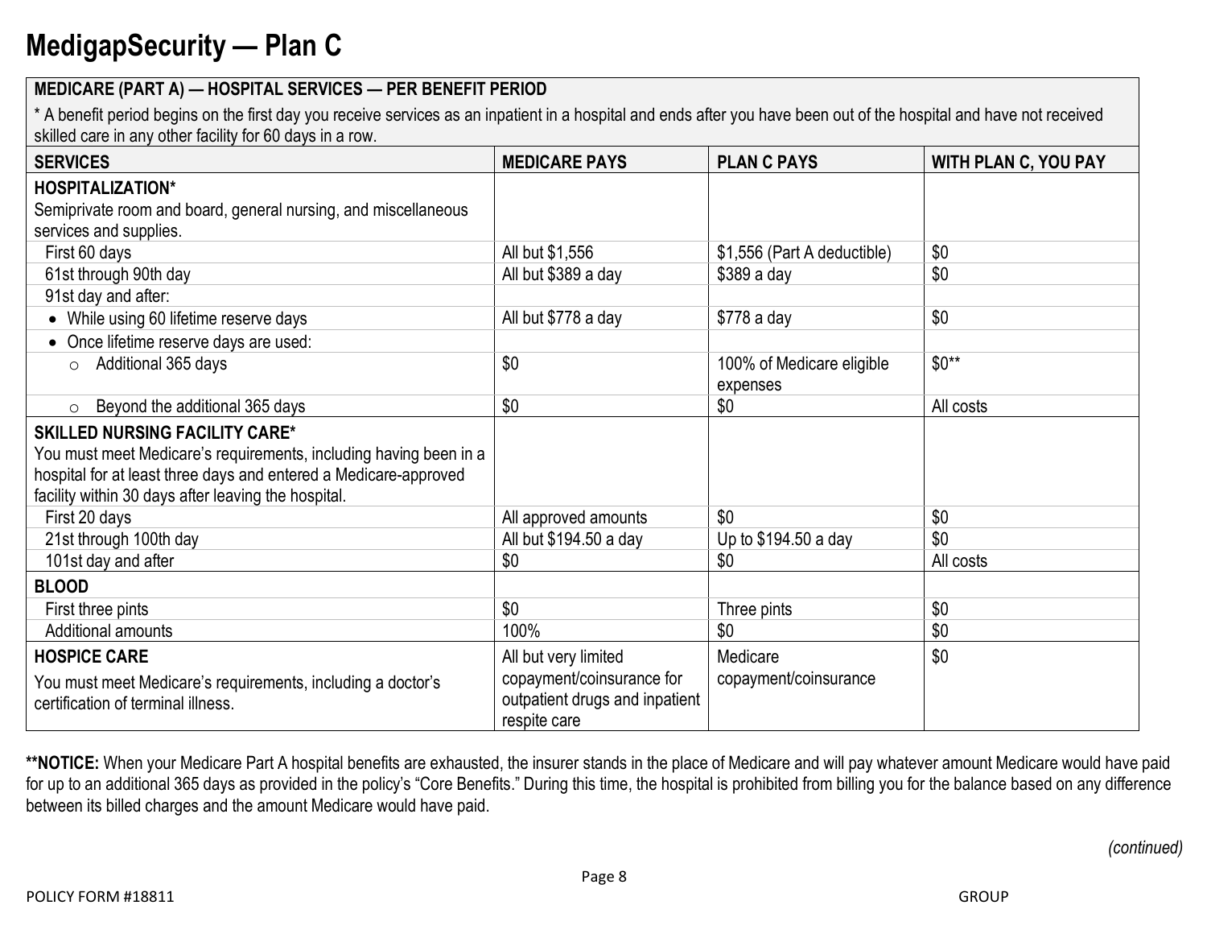# MedigapSecurity — Plan C

| MEDICARE (PART A) — HOSPITAL SERVICES — PER BENEFIT PERIOD<br>* A benefit period begins on the first day you receive services as an inpatient in a hospital and ends after you have been out of the hospital and have not received skilled care in any other facility for 60 days in a row. | | | |
|---|---|---|---|
| **SERVICES** | **MEDICARE PAYS** | **PLAN C PAYS** | **WITH PLAN C, YOU PAY** |
| **HOSPITALIZATION***<br>Semiprivate room and board, general nursing, and miscellaneous services and supplies. | | | |
| First 60 days | All but $1,556 | $1,556 (Part A deductible) | $0 |
| 61st through 90th day | All but $389 a day | $389 a day | $0 |
| 91st day and after: | | | |
| • While using 60 lifetime reserve days | All but $778 a day | $778 a day | $0 |
| • Once lifetime reserve days are used: | | | |
| ○ Additional 365 days | $0 | 100% of Medicare eligible expenses | $0** |
| ○ Beyond the additional 365 days | $0 | $0 | All costs |
| **SKILLED NURSING FACILITY CARE***<br>You must meet Medicare's requirements, including having been in a hospital for at least three days and entered a Medicare-approved facility within 30 days after leaving the hospital. | | | |
| First 20 days | All approved amounts | $0 | $0 |
| 21st through 100th day | All but $194.50 a day | Up to $194.50 a day | $0 |
| 101st day and after | $0 | $0 | All costs |
| **BLOOD** | | | |
| First three pints | $0 | Three pints | $0 |
| Additional amounts | 100% | $0 | $0 |
| **HOSPICE CARE**<br>You must meet Medicare's requirements, including a doctor's certification of terminal illness. | All but very limited copayment/coinsurance for outpatient drugs and inpatient respite care | Medicare copayment/coinsurance | $0 |

****NOTICE:** When your Medicare Part A hospital benefits are exhausted, the insurer stands in the place of Medicare and will pay whatever amount Medicare would have paid for up to an additional 365 days as provided in the policy's "Core Benefits." During this time, the hospital is prohibited from billing you for the balance based on any difference between its billed charges and the amount Medicare would have paid.

*(continued)*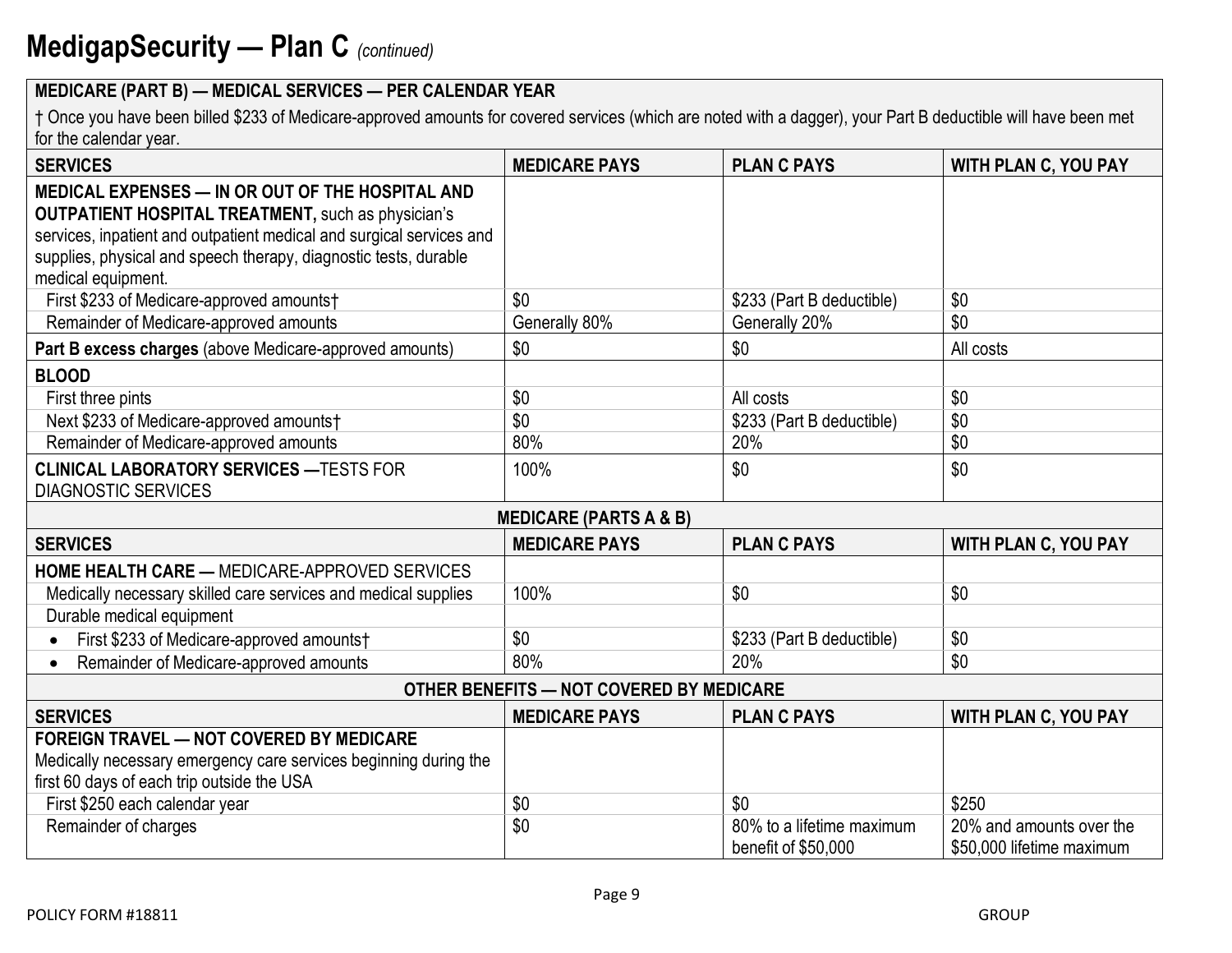# MedigapSecurity — Plan C *(continued)*

| **MEDICARE (PART B) — MEDICAL SERVICES — PER CALENDAR YEAR** | | | |
|---|---|---|---|
| † Once you have been billed $233 of Medicare-approved amounts for covered services (which are noted with a dagger), your Part B deductible will have been met for the calendar year. | | | |
| **SERVICES** | **MEDICARE PAYS** | **PLAN C PAYS** | **WITH PLAN C, YOU PAY** |
| **MEDICAL EXPENSES — IN OR OUT OF THE HOSPITAL AND OUTPATIENT HOSPITAL TREATMENT,** such as physician's services, inpatient and outpatient medical and surgical services and supplies, physical and speech therapy, diagnostic tests, durable medical equipment. | | | |
| First $233 of Medicare-approved amounts† | $0 | $233 (Part B deductible) | $0 |
| Remainder of Medicare-approved amounts | Generally 80% | Generally 20% | $0 |
| **Part B excess charges** (above Medicare-approved amounts) | $0 | $0 | All costs |
| **BLOOD** | | | |
| First three pints | $0 | All costs | $0 |
| Next $233 of Medicare-approved amounts† | $0 | $233 (Part B deductible) | $0 |
| Remainder of Medicare-approved amounts | 80% | 20% | $0 |
| **CLINICAL LABORATORY SERVICES —**TESTS FOR DIAGNOSTIC SERVICES | 100% | $0 | $0 |
| **MEDICARE (PARTS A & B)** | | | |
| **SERVICES** | **MEDICARE PAYS** | **PLAN C PAYS** | **WITH PLAN C, YOU PAY** |
| **HOME HEALTH CARE —** MEDICARE-APPROVED SERVICES | | | |
| Medically necessary skilled care services and medical supplies | 100% | $0 | $0 |
| Durable medical equipment | | | |
| • First $233 of Medicare-approved amounts† | $0 | $233 (Part B deductible) | $0 |
| • Remainder of Medicare-approved amounts | 80% | 20% | $0 |
| **OTHER BENEFITS — NOT COVERED BY MEDICARE** | | | |
| **SERVICES** | **MEDICARE PAYS** | **PLAN C PAYS** | **WITH PLAN C, YOU PAY** |
| **FOREIGN TRAVEL — NOT COVERED BY MEDICARE** Medically necessary emergency care services beginning during the first 60 days of each trip outside the USA | | | |
| First $250 each calendar year | $0 | $0 | $250 |
| Remainder of charges | $0 | 80% to a lifetime maximum benefit of $50,000 | 20% and amounts over the $50,000 lifetime maximum |

POLICY FORM #18811

GROUP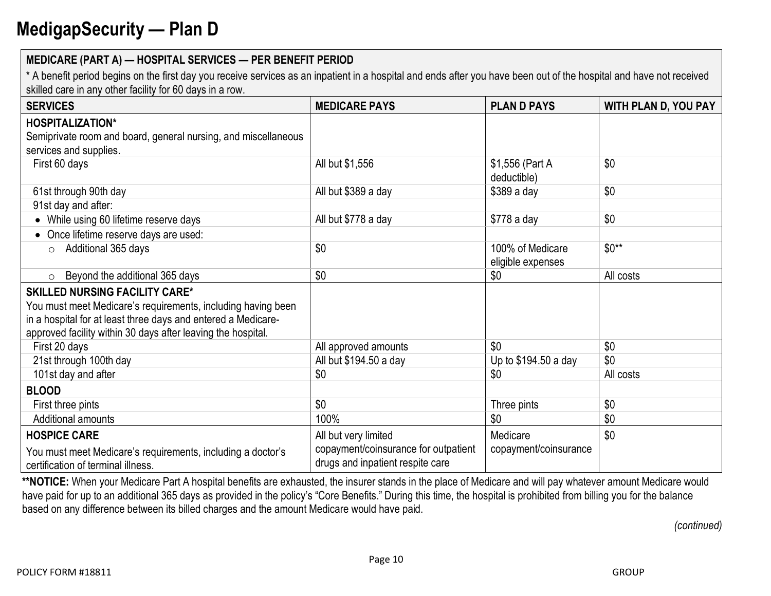# MedigapSecurity — Plan D

| MEDICARE (PART A) — HOSPITAL SERVICES — PER BENEFIT PERIOD<br>* A benefit period begins on the first day you receive services as an inpatient in a hospital and ends after you have been out of the hospital and have not received skilled care in any other facility for 60 days in a row. | | | |
|---|---|---|---|
| **SERVICES** | **MEDICARE PAYS** | **PLAN D PAYS** | **WITH PLAN D, YOU PAY** |
| **HOSPITALIZATION***<br>Semiprivate room and board, general nursing, and miscellaneous services and supplies. | | | |
| First 60 days | All but $1,556 | $1,556 (Part A deductible) | $0 |
| 61st through 90th day | All but $389 a day | $389 a day | $0 |
| 91st day and after: | | | |
| • While using 60 lifetime reserve days | All but $778 a day | $778 a day | $0 |
| • Once lifetime reserve days are used: | | | |
| ○ Additional 365 days | $0 | 100% of Medicare eligible expenses | $0** |
| ○ Beyond the additional 365 days | $0 | $0 | All costs |
| **SKILLED NURSING FACILITY CARE***<br>You must meet Medicare's requirements, including having been in a hospital for at least three days and entered a Medicare-approved facility within 30 days after leaving the hospital. | | | |
| First 20 days | All approved amounts | $0 | $0 |
| 21st through 100th day | All but $194.50 a day | Up to $194.50 a day | $0 |
| 101st day and after | $0 | $0 | All costs |
| **BLOOD** | | | |
| First three pints | $0 | Three pints | $0 |
| Additional amounts | 100% | $0 | $0 |
| **HOSPICE CARE**<br>You must meet Medicare's requirements, including a doctor's certification of terminal illness. | All but very limited copayment/coinsurance for outpatient drugs and inpatient respite care | Medicare copayment/coinsurance | $0 |

****NOTICE:** When your Medicare Part A hospital benefits are exhausted, the insurer stands in the place of Medicare and will pay whatever amount Medicare would have paid for up to an additional 365 days as provided in the policy's "Core Benefits." During this time, the hospital is prohibited from billing you for the balance based on any difference between its billed charges and the amount Medicare would have paid.

*(continued)*

POLICY FORM #18811 GROUP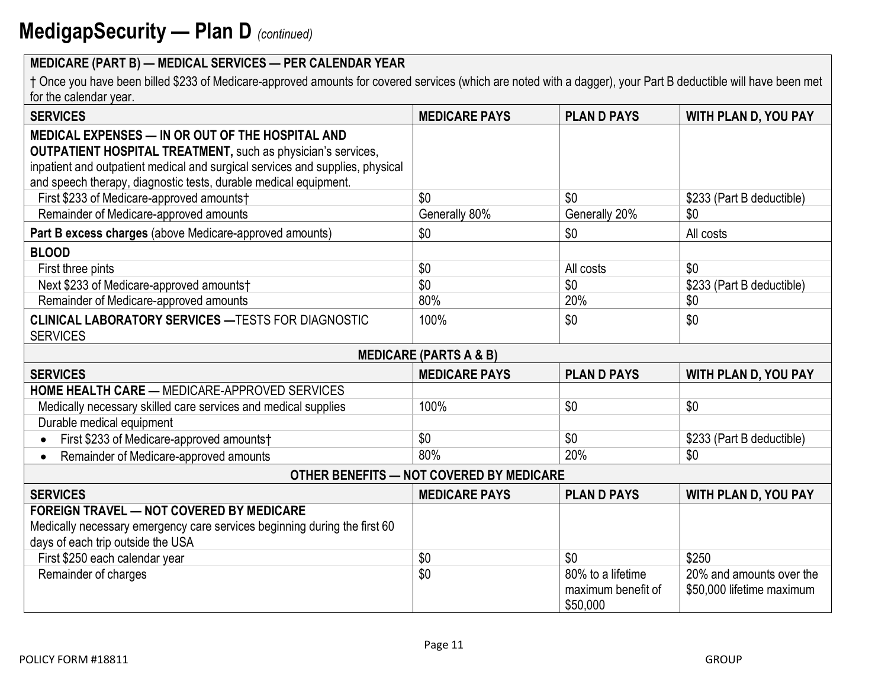# MedigapSecurity — Plan D *(continued)*

| **MEDICARE (PART B) — MEDICAL SERVICES — PER CALENDAR YEAR** | | | |
|---|---|---|---|
| † Once you have been billed $233 of Medicare-approved amounts for covered services (which are noted with a dagger), your Part B deductible will have been met for the calendar year. | | | |
| **SERVICES** | **MEDICARE PAYS** | **PLAN D PAYS** | **WITH PLAN D, YOU PAY** |
| **MEDICAL EXPENSES — IN OR OUT OF THE HOSPITAL AND OUTPATIENT HOSPITAL TREATMENT,** such as physician's services, inpatient and outpatient medical and surgical services and supplies, physical and speech therapy, diagnostic tests, durable medical equipment. | | | |
| First $233 of Medicare-approved amounts† | $0 | $0 | $233 (Part B deductible) |
| Remainder of Medicare-approved amounts | Generally 80% | Generally 20% | $0 |
| **Part B excess charges** (above Medicare-approved amounts) | $0 | $0 | All costs |
| **BLOOD** | | | |
| First three pints | $0 | All costs | $0 |
| Next $233 of Medicare-approved amounts† | $0 | $0 | $233 (Part B deductible) |
| Remainder of Medicare-approved amounts | 80% | 20% | $0 |
| **CLINICAL LABORATORY SERVICES —** TESTS FOR DIAGNOSTIC SERVICES | 100% | $0 | $0 |
| **MEDICARE (PARTS A & B)** | | | |
| **SERVICES** | **MEDICARE PAYS** | **PLAN D PAYS** | **WITH PLAN D, YOU PAY** |
| **HOME HEALTH CARE —** MEDICARE-APPROVED SERVICES | | | |
| Medically necessary skilled care services and medical supplies | 100% | $0 | $0 |
| Durable medical equipment | | | |
| • First $233 of Medicare-approved amounts† | $0 | $0 | $233 (Part B deductible) |
| • Remainder of Medicare-approved amounts | 80% | 20% | $0 |
| **OTHER BENEFITS — NOT COVERED BY MEDICARE** | | | |
| **SERVICES** | **MEDICARE PAYS** | **PLAN D PAYS** | **WITH PLAN D, YOU PAY** |
| **FOREIGN TRAVEL — NOT COVERED BY MEDICARE** Medically necessary emergency care services beginning during the first 60 days of each trip outside the USA | | | |
| First $250 each calendar year | $0 | $0 | $250 |
| Remainder of charges | $0 | 80% to a lifetime maximum benefit of $50,000 | 20% and amounts over the $50,000 lifetime maximum |

POLICY FORM #18811 GROUP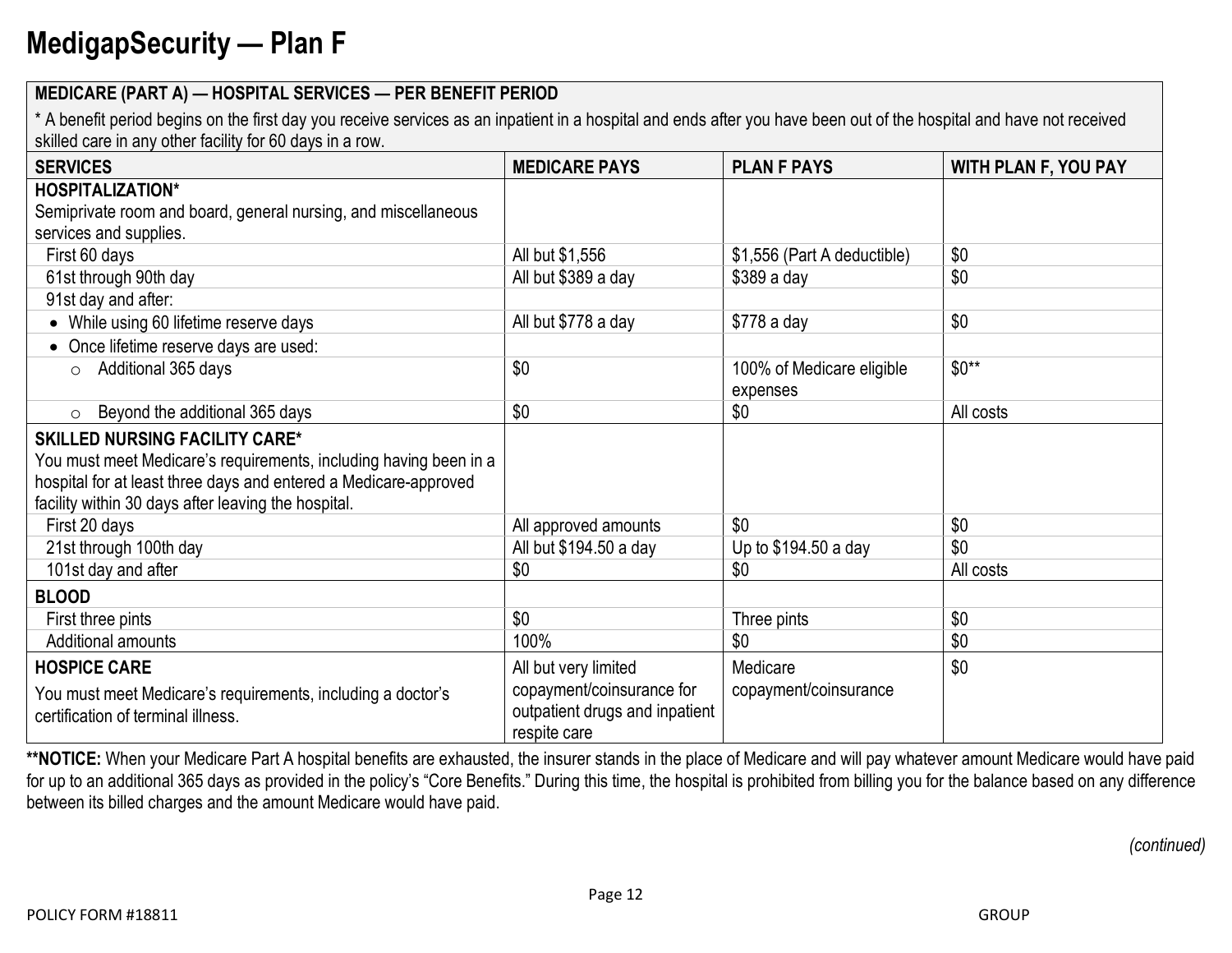# MedigapSecurity — Plan F

| MEDICARE (PART A) — HOSPITAL SERVICES — PER BENEFIT PERIOD<br>* A benefit period begins on the first day you receive services as an inpatient in a hospital and ends after you have been out of the hospital and have not received skilled care in any other facility for 60 days in a row. | | | |
|---|---|---|---|
| **SERVICES** | **MEDICARE PAYS** | **PLAN F PAYS** | **WITH PLAN F, YOU PAY** |
| **HOSPITALIZATION*** <br>Semiprivate room and board, general nursing, and miscellaneous services and supplies. | | | |
| First 60 days | All but $1,556 | $1,556 (Part A deductible) | $0 |
| 61st through 90th day | All but $389 a day | $389 a day | $0 |
| 91st day and after: | | | |
| • While using 60 lifetime reserve days | All but $778 a day | $778 a day | $0 |
| • Once lifetime reserve days are used: | | | |
| ○ Additional 365 days | $0 | 100% of Medicare eligible expenses | $0** |
| ○ Beyond the additional 365 days | $0 | $0 | All costs |
| **SKILLED NURSING FACILITY CARE*** <br>You must meet Medicare's requirements, including having been in a hospital for at least three days and entered a Medicare-approved facility within 30 days after leaving the hospital. | | | |
| First 20 days | All approved amounts | $0 | $0 |
| 21st through 100th day | All but $194.50 a day | Up to $194.50 a day | $0 |
| 101st day and after | $0 | $0 | All costs |
| **BLOOD** | | | |
| First three pints | $0 | Three pints | $0 |
| Additional amounts | 100% | $0 | $0 |
| **HOSPICE CARE** <br>You must meet Medicare's requirements, including a doctor's certification of terminal illness. | All but very limited copayment/coinsurance for outpatient drugs and inpatient respite care | Medicare copayment/coinsurance | $0 |

****NOTICE:** When your Medicare Part A hospital benefits are exhausted, the insurer stands in the place of Medicare and will pay whatever amount Medicare would have paid for up to an additional 365 days as provided in the policy's "Core Benefits." During this time, the hospital is prohibited from billing you for the balance based on any difference between its billed charges and the amount Medicare would have paid.

*(continued)*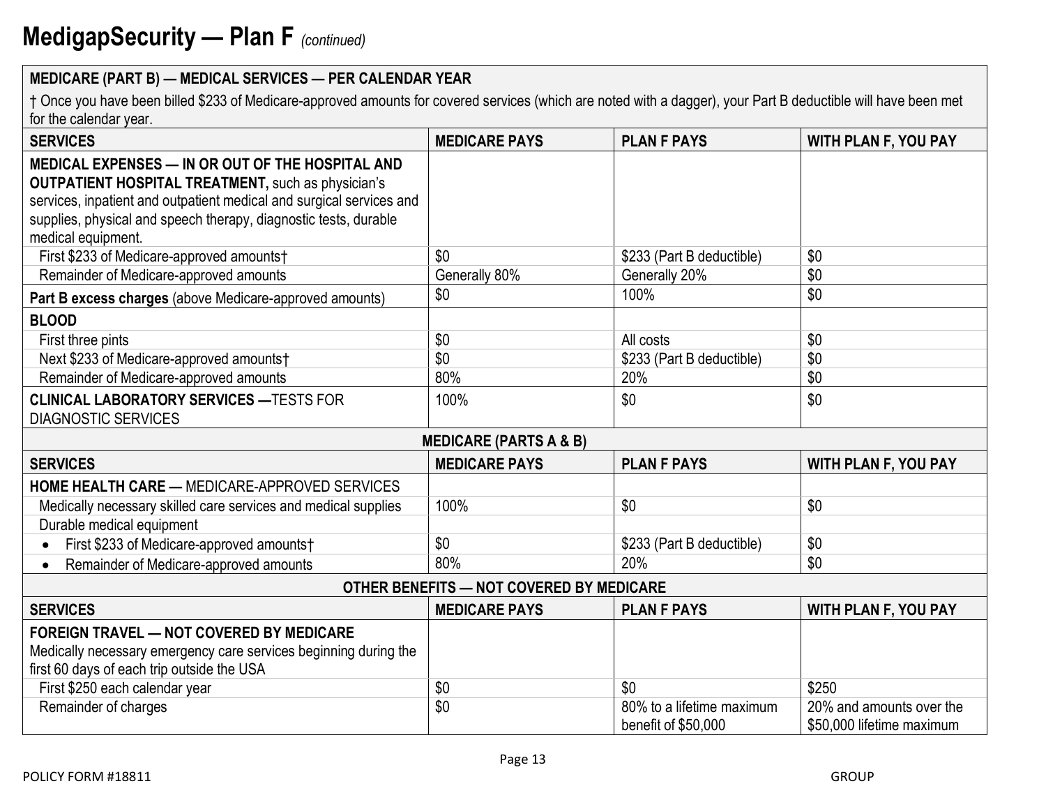# MedigapSecurity — Plan F *(continued)*

| **MEDICARE (PART B) — MEDICAL SERVICES — PER CALENDAR YEAR**<br>† Once you have been billed $233 of Medicare-approved amounts for covered services (which are noted with a dagger), your Part B deductible will have been met for the calendar year. | | | |
|---|---|---|---|
| **SERVICES** | **MEDICARE PAYS** | **PLAN F PAYS** | **WITH PLAN F, YOU PAY** |
| **MEDICAL EXPENSES — IN OR OUT OF THE HOSPITAL AND OUTPATIENT HOSPITAL TREATMENT,** such as physician's services, inpatient and outpatient medical and surgical services and supplies, physical and speech therapy, diagnostic tests, durable medical equipment. | | | |
| First $233 of Medicare-approved amounts† | $0 | $233 (Part B deductible) | $0 |
| Remainder of Medicare-approved amounts | Generally 80% | Generally 20% | $0 |
| **Part B excess charges** (above Medicare-approved amounts) | $0 | 100% | $0 |
| **BLOOD** | | | |
| First three pints | $0 | All costs | $0 |
| Next $233 of Medicare-approved amounts† | $0 | $233 (Part B deductible) | $0 |
| Remainder of Medicare-approved amounts | 80% | 20% | $0 |
| **CLINICAL LABORATORY SERVICES —**TESTS FOR DIAGNOSTIC SERVICES | 100% | $0 | $0 |
| **MEDICARE (PARTS A & B)** | | | |
| **SERVICES** | **MEDICARE PAYS** | **PLAN F PAYS** | **WITH PLAN F, YOU PAY** |
| **HOME HEALTH CARE —** MEDICARE-APPROVED SERVICES | | | |
| Medically necessary skilled care services and medical supplies | 100% | $0 | $0 |
| Durable medical equipment | | | |
| • First $233 of Medicare-approved amounts† | $0 | $233 (Part B deductible) | $0 |
| • Remainder of Medicare-approved amounts | 80% | 20% | $0 |
| **OTHER BENEFITS — NOT COVERED BY MEDICARE** | | | |
| **SERVICES** | **MEDICARE PAYS** | **PLAN F PAYS** | **WITH PLAN F, YOU PAY** |
| **FOREIGN TRAVEL — NOT COVERED BY MEDICARE**<br>Medically necessary emergency care services beginning during the first 60 days of each trip outside the USA | | | |
| First $250 each calendar year | $0 | $0 | $250 |
| Remainder of charges | $0 | 80% to a lifetime maximum benefit of $50,000 | 20% and amounts over the $50,000 lifetime maximum |

POLICY FORM #18811 GROUP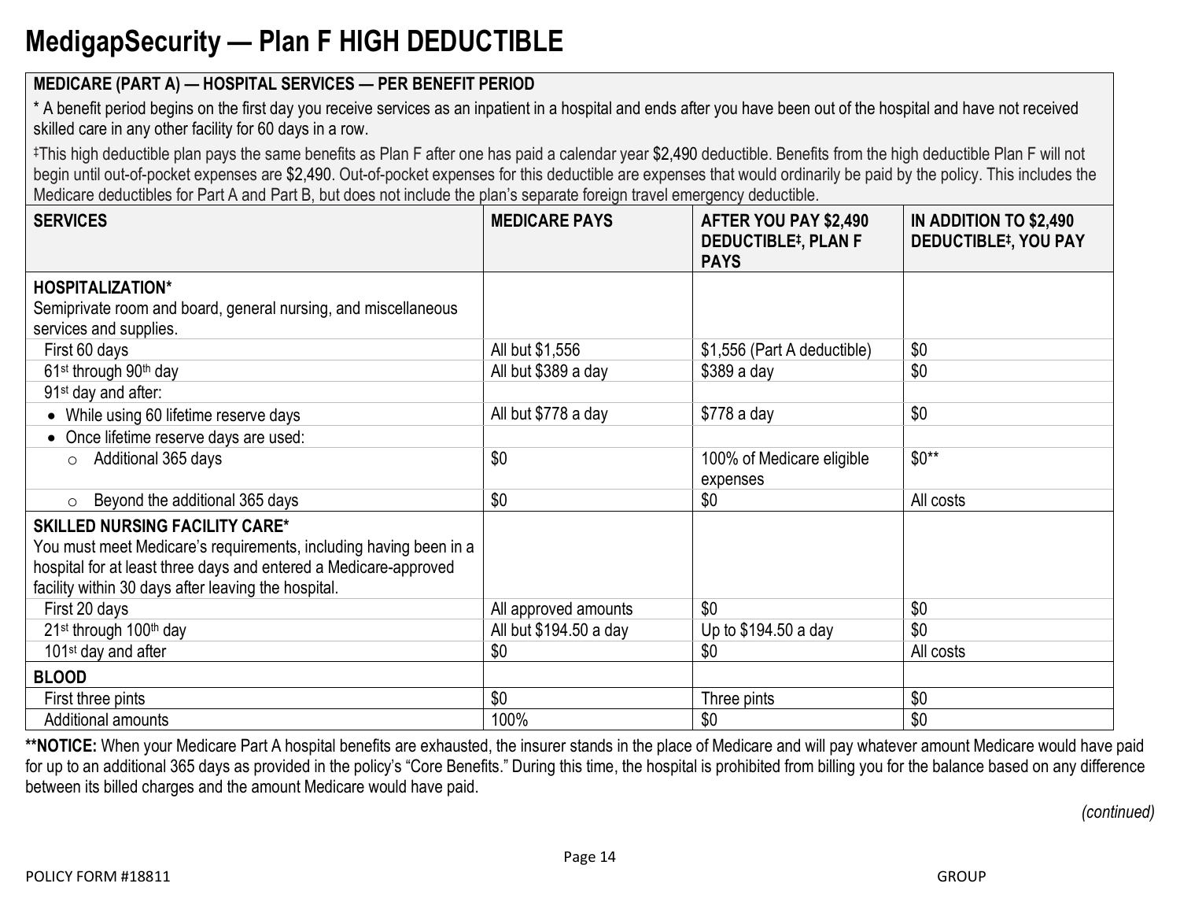# MedigapSecurity — Plan F HIGH DEDUCTIBLE

**MEDICARE (PART A) — HOSPITAL SERVICES — PER BENEFIT PERIOD**

* A benefit period begins on the first day you receive services as an inpatient in a hospital and ends after you have been out of the hospital and have not received skilled care in any other facility for 60 days in a row.

‡This high deductible plan pays the same benefits as Plan F after one has paid a calendar year $2,490 deductible. Benefits from the high deductible Plan F will not begin until out-of-pocket expenses are $2,490. Out-of-pocket expenses for this deductible are expenses that would ordinarily be paid by the policy. This includes the Medicare deductibles for Part A and Part B, but does not include the plan's separate foreign travel emergency deductible.

| SERVICES | MEDICARE PAYS | AFTER YOU PAY $2,490 DEDUCTIBLE‡, PLAN F PAYS | IN ADDITION TO $2,490 DEDUCTIBLE‡, YOU PAY |
|---|---|---|---|
| **HOSPITALIZATION*** Semiprivate room and board, general nursing, and miscellaneous services and supplies. | | | |
| First 60 days | All but $1,556 | $1,556 (Part A deductible) | $0 |
| 61st through 90th day | All but $389 a day | $389 a day | $0 |
| 91st day and after: | | | |
| • While using 60 lifetime reserve days | All but $778 a day | $778 a day | $0 |
| • Once lifetime reserve days are used: | | | |
| ○ Additional 365 days | $0 | 100% of Medicare eligible expenses | $0** |
| ○ Beyond the additional 365 days | $0 | $0 | All costs |
| **SKILLED NURSING FACILITY CARE*** You must meet Medicare's requirements, including having been in a hospital for at least three days and entered a Medicare-approved facility within 30 days after leaving the hospital. | | | |
| First 20 days | All approved amounts | $0 | $0 |
| 21st through 100th day | All but $194.50 a day | Up to $194.50 a day | $0 |
| 101st day and after | $0 | $0 | All costs |
| **BLOOD** | | | |
| First three pints | $0 | Three pints | $0 |
| Additional amounts | 100% | $0 | $0 |

****NOTICE:** When your Medicare Part A hospital benefits are exhausted, the insurer stands in the place of Medicare and will pay whatever amount Medicare would have paid for up to an additional 365 days as provided in the policy's "Core Benefits." During this time, the hospital is prohibited from billing you for the balance based on any difference between its billed charges and the amount Medicare would have paid.

*(continued)*

POLICY FORM #18811 GROUP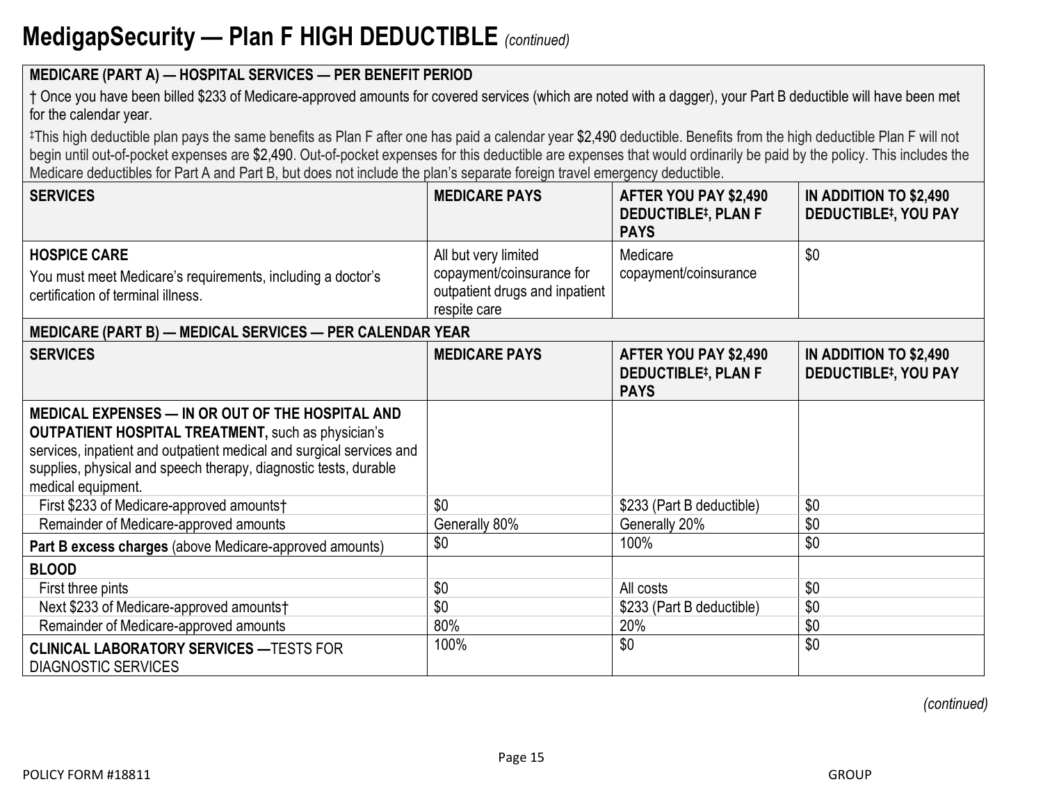# MedigapSecurity — Plan F HIGH DEDUCTIBLE *(continued)*

**MEDICARE (PART A) — HOSPITAL SERVICES — PER BENEFIT PERIOD**

† Once you have been billed $233 of Medicare-approved amounts for covered services (which are noted with a dagger), your Part B deductible will have been met for the calendar year.

‡This high deductible plan pays the same benefits as Plan F after one has paid a calendar year $2,490 deductible. Benefits from the high deductible Plan F will not begin until out-of-pocket expenses are $2,490. Out-of-pocket expenses for this deductible are expenses that would ordinarily be paid by the policy. This includes the Medicare deductibles for Part A and Part B, but does not include the plan's separate foreign travel emergency deductible.

| SERVICES | MEDICARE PAYS | AFTER YOU PAY $2,490 DEDUCTIBLE‡, PLAN F PAYS | IN ADDITION TO $2,490 DEDUCTIBLE‡, YOU PAY |
|---|---|---|---|
| **HOSPICE CARE**<br>You must meet Medicare's requirements, including a doctor's certification of terminal illness. | All but very limited copayment/coinsurance for outpatient drugs and inpatient respite care | Medicare copayment/coinsurance | $0 |

**MEDICARE (PART B) — MEDICAL SERVICES — PER CALENDAR YEAR**

| SERVICES | MEDICARE PAYS | AFTER YOU PAY $2,490 DEDUCTIBLE‡, PLAN F PAYS | IN ADDITION TO $2,490 DEDUCTIBLE‡, YOU PAY |
|---|---|---|---|
| **MEDICAL EXPENSES — IN OR OUT OF THE HOSPITAL AND OUTPATIENT HOSPITAL TREATMENT,** such as physician's services, inpatient and outpatient medical and surgical services and supplies, physical and speech therapy, diagnostic tests, durable medical equipment. | | | |
| First $233 of Medicare-approved amounts† | $0 | $233 (Part B deductible) | $0 |
| Remainder of Medicare-approved amounts | Generally 80% | Generally 20% | $0 |
| **Part B excess charges** (above Medicare-approved amounts) | $0 | 100% | $0 |
| **BLOOD** | | | |
| First three pints | $0 | All costs | $0 |
| Next $233 of Medicare-approved amounts† | $0 | $233 (Part B deductible) | $0 |
| Remainder of Medicare-approved amounts | 80% | 20% | $0 |
| **CLINICAL LABORATORY SERVICES —**TESTS FOR DIAGNOSTIC SERVICES | 100% | $0 | $0 |

*(continued)*

POLICY FORM #18811 GROUP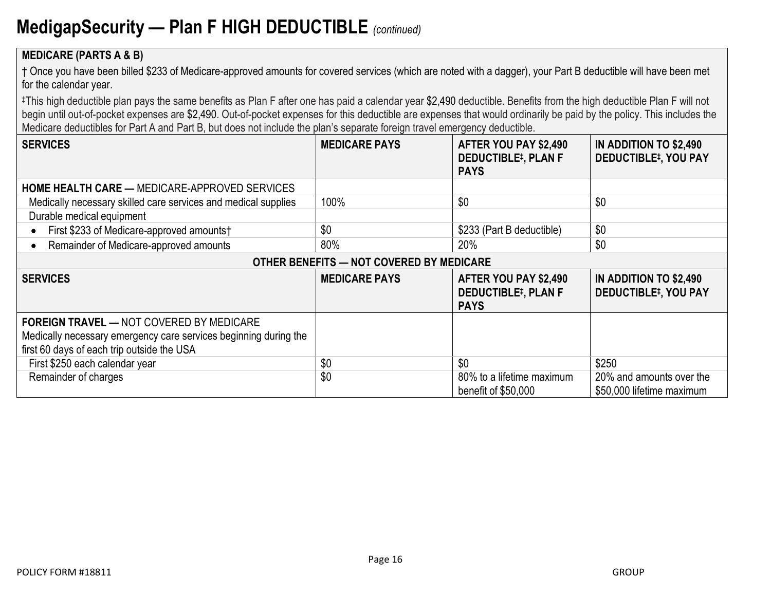# MedigapSecurity — Plan F HIGH DEDUCTIBLE *(continued)*

**MEDICARE (PARTS A & B)**

† Once you have been billed $233 of Medicare-approved amounts for covered services (which are noted with a dagger), your Part B deductible will have been met for the calendar year.

‡This high deductible plan pays the same benefits as Plan F after one has paid a calendar year $2,490 deductible. Benefits from the high deductible Plan F will not begin until out-of-pocket expenses are $2,490. Out-of-pocket expenses for this deductible are expenses that would ordinarily be paid by the policy. This includes the Medicare deductibles for Part A and Part B, but does not include the plan's separate foreign travel emergency deductible.

| SERVICES | MEDICARE PAYS | AFTER YOU PAY $2,490 DEDUCTIBLE‡, PLAN F PAYS | IN ADDITION TO $2,490 DEDUCTIBLE‡, YOU PAY |
|---|---|---|---|
| **HOME HEALTH CARE —** MEDICARE-APPROVED SERVICES | | | |
| Medically necessary skilled care services and medical supplies | 100% | $0 | $0 |
| Durable medical equipment | | | |
| • First $233 of Medicare-approved amounts† | $0 | $233 (Part B deductible) | $0 |
| • Remainder of Medicare-approved amounts | 80% | 20% | $0 |

**OTHER BENEFITS — NOT COVERED BY MEDICARE**

| SERVICES | MEDICARE PAYS | AFTER YOU PAY $2,490 DEDUCTIBLE‡, PLAN F PAYS | IN ADDITION TO $2,490 DEDUCTIBLE‡, YOU PAY |
|---|---|---|---|
| **FOREIGN TRAVEL —** NOT COVERED BY MEDICARE<br>Medically necessary emergency care services beginning during the first 60 days of each trip outside the USA | | | |
| First $250 each calendar year | $0 | $0 | $250 |
| Remainder of charges | $0 | 80% to a lifetime maximum benefit of $50,000 | 20% and amounts over the $50,000 lifetime maximum |

POLICY FORM #18811 GROUP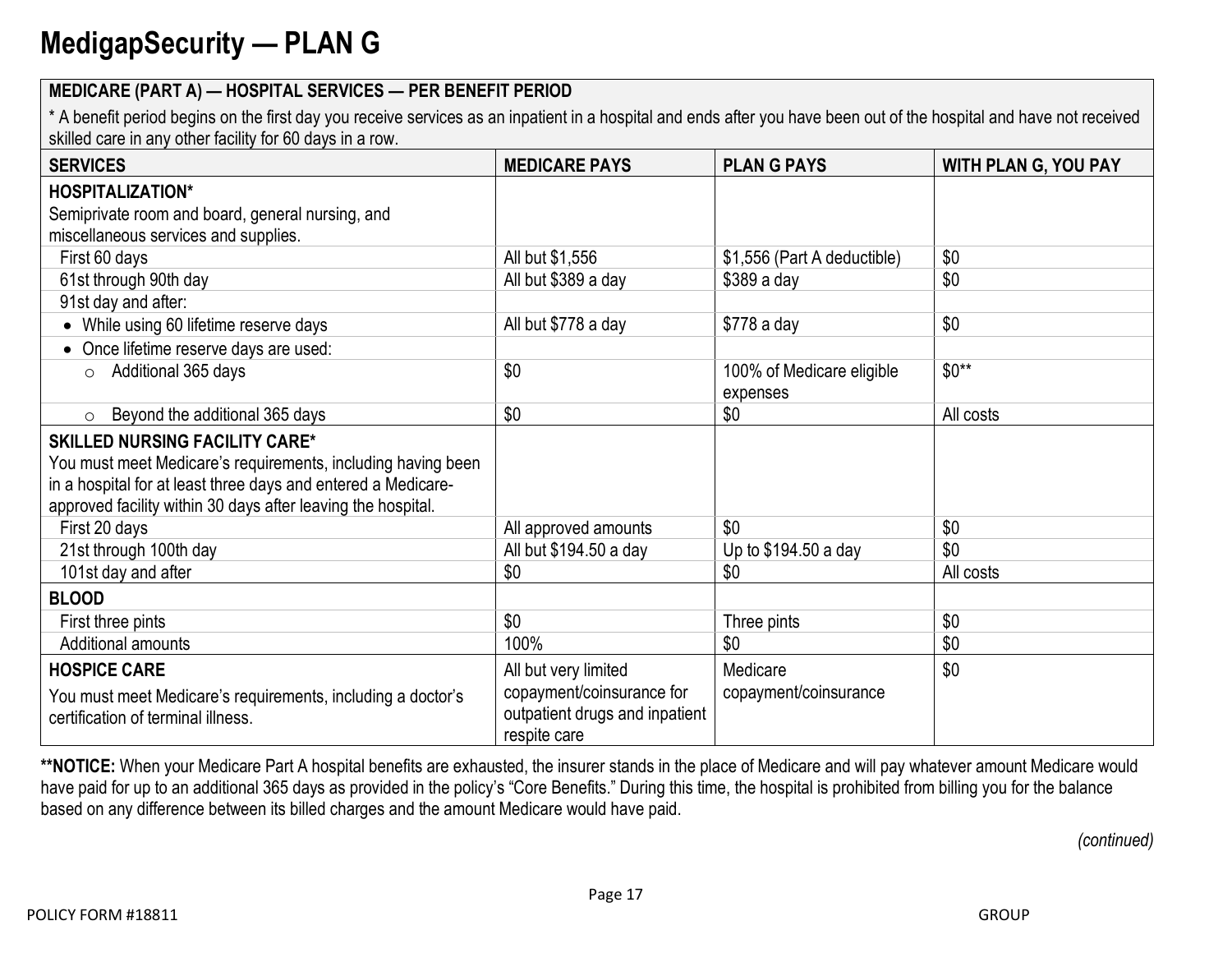# MedigapSecurity — PLAN G

| MEDICARE (PART A) — HOSPITAL SERVICES — PER BENEFIT PERIOD | | | |
|---|---|---|---|
| * A benefit period begins on the first day you receive services as an inpatient in a hospital and ends after you have been out of the hospital and have not received skilled care in any other facility for 60 days in a row. | | | |
| **SERVICES** | **MEDICARE PAYS** | **PLAN G PAYS** | **WITH PLAN G, YOU PAY** |
| **HOSPITALIZATION*** Semiprivate room and board, general nursing, and miscellaneous services and supplies. | | | |
| First 60 days | All but $1,556 | $1,556 (Part A deductible) | $0 |
| 61st through 90th day | All but $389 a day | $389 a day | $0 |
| 91st day and after: | | | |
| • While using 60 lifetime reserve days | All but $778 a day | $778 a day | $0 |
| • Once lifetime reserve days are used: | | | |
| ○ Additional 365 days | $0 | 100% of Medicare eligible expenses | $0** |
| ○ Beyond the additional 365 days | $0 | $0 | All costs |
| **SKILLED NURSING FACILITY CARE*** You must meet Medicare's requirements, including having been in a hospital for at least three days and entered a Medicare-approved facility within 30 days after leaving the hospital. | | | |
| First 20 days | All approved amounts | $0 | $0 |
| 21st through 100th day | All but $194.50 a day | Up to $194.50 a day | $0 |
| 101st day and after | $0 | $0 | All costs |
| **BLOOD** | | | |
| First three pints | $0 | Three pints | $0 |
| Additional amounts | 100% | $0 | $0 |
| **HOSPICE CARE** You must meet Medicare's requirements, including a doctor's certification of terminal illness. | All but very limited copayment/coinsurance for outpatient drugs and inpatient respite care | Medicare copayment/coinsurance | $0 |

****NOTICE:** When your Medicare Part A hospital benefits are exhausted, the insurer stands in the place of Medicare and will pay whatever amount Medicare would have paid for up to an additional 365 days as provided in the policy's "Core Benefits." During this time, the hospital is prohibited from billing you for the balance based on any difference between its billed charges and the amount Medicare would have paid.

*(continued)*

POLICY FORM #18811 GROUP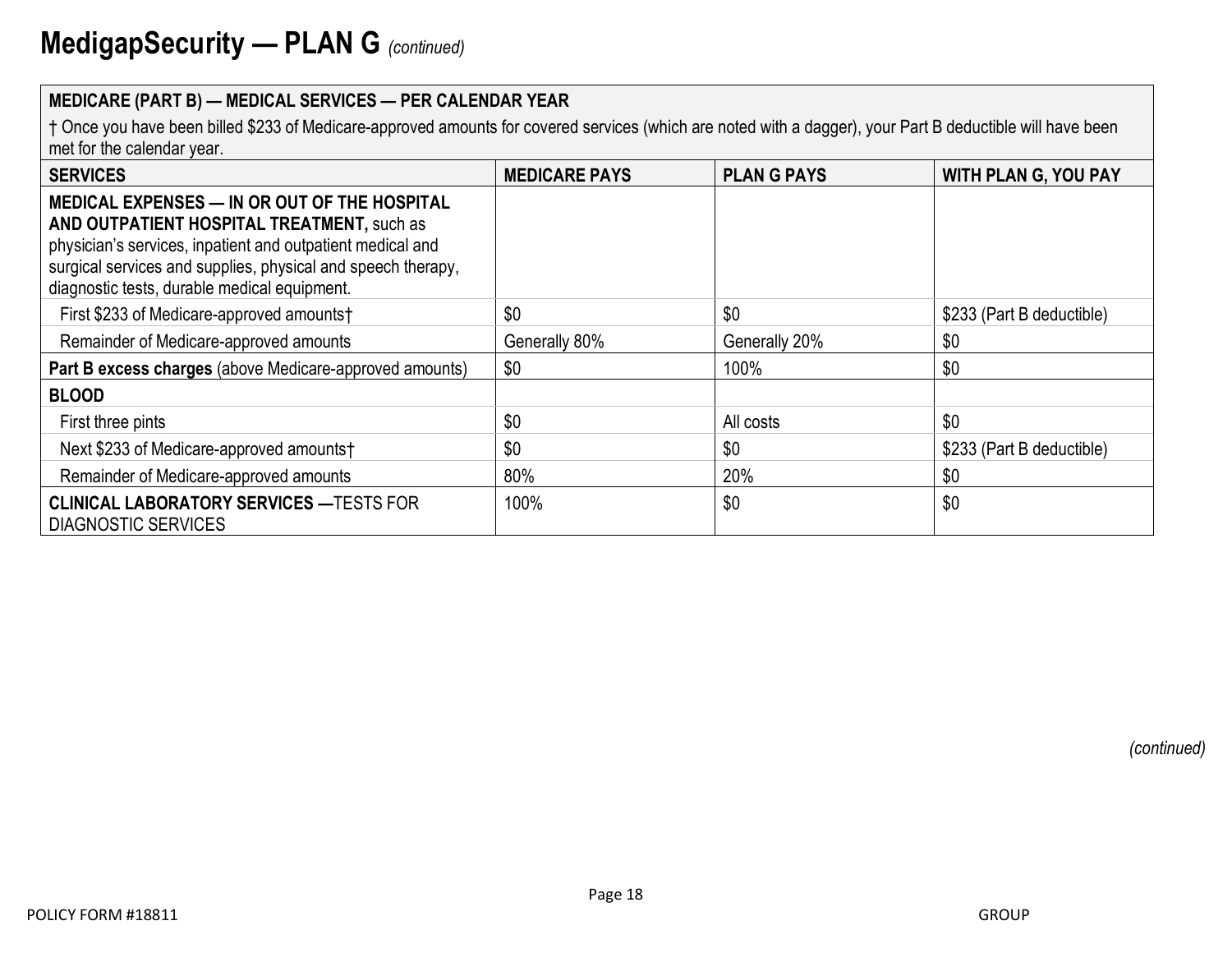# MedigapSecurity — PLAN G *(continued)*

| **MEDICARE (PART B) — MEDICAL SERVICES — PER CALENDAR YEAR** <br> † Once you have been billed $233 of Medicare-approved amounts for covered services (which are noted with a dagger), your Part B deductible will have been met for the calendar year. | | | |
|---|---|---|---|
| **SERVICES** | **MEDICARE PAYS** | **PLAN G PAYS** | **WITH PLAN G, YOU PAY** |
| **MEDICAL EXPENSES — IN OR OUT OF THE HOSPITAL AND OUTPATIENT HOSPITAL TREATMENT,** such as physician's services, inpatient and outpatient medical and surgical services and supplies, physical and speech therapy, diagnostic tests, durable medical equipment. | | | |
| First $233 of Medicare-approved amounts† | $0 | $0 | $233 (Part B deductible) |
| Remainder of Medicare-approved amounts | Generally 80% | Generally 20% | $0 |
| **Part B excess charges** (above Medicare-approved amounts) | $0 | 100% | $0 |
| **BLOOD** | | | |
| First three pints | $0 | All costs | $0 |
| Next $233 of Medicare-approved amounts† | $0 | $0 | $233 (Part B deductible) |
| Remainder of Medicare-approved amounts | 80% | 20% | $0 |
| **CLINICAL LABORATORY SERVICES —**TESTS FOR DIAGNOSTIC SERVICES | 100% | $0 | $0 |

*(continued)*

POLICY FORM #18811

GROUP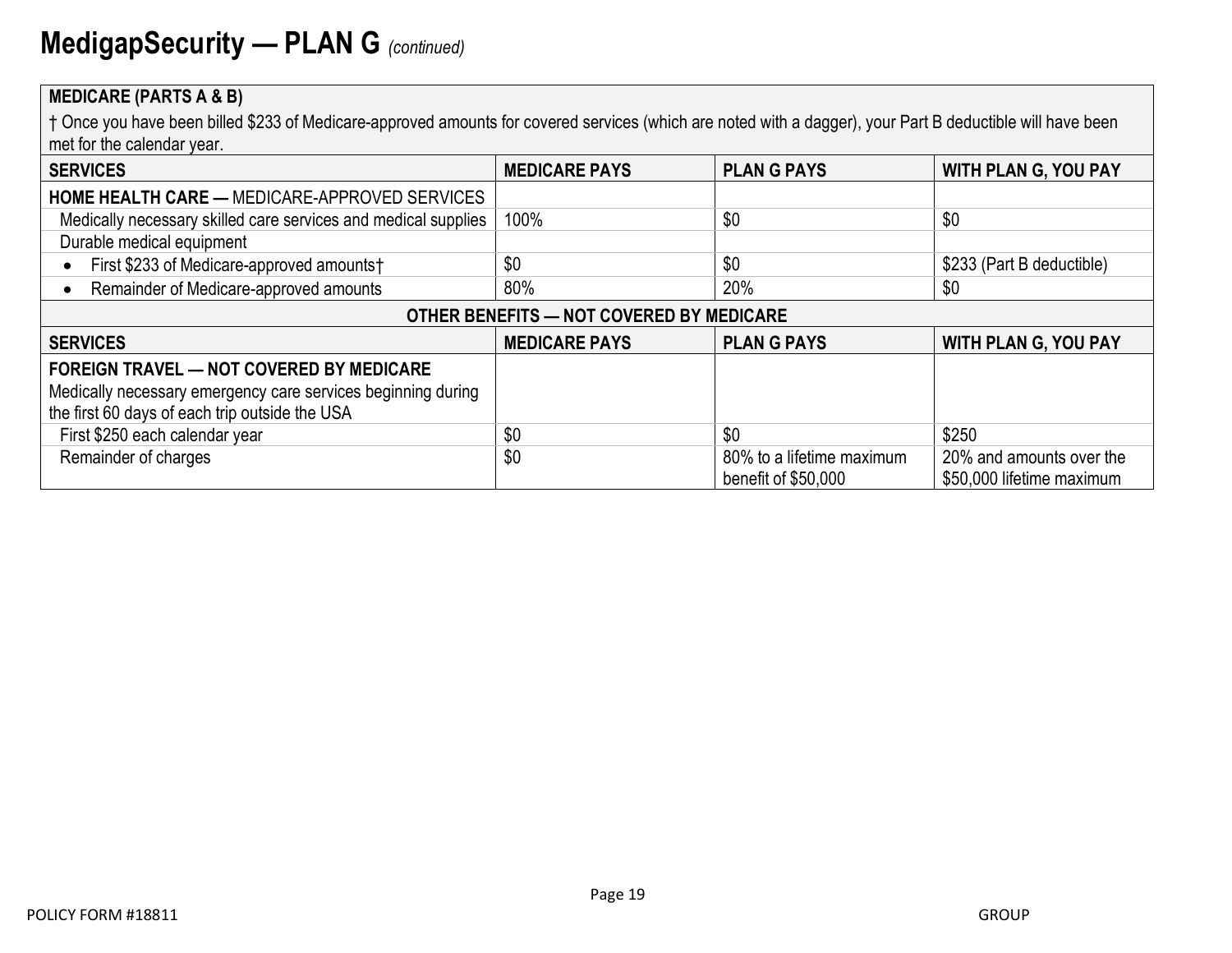# MedigapSecurity — PLAN G *(continued)*

| **MEDICARE (PARTS A & B)** | | | |
|---|---|---|---|
| † Once you have been billed $233 of Medicare-approved amounts for covered services (which are noted with a dagger), your Part B deductible will have been met for the calendar year. | | | |
| **SERVICES** | **MEDICARE PAYS** | **PLAN G PAYS** | **WITH PLAN G, YOU PAY** |
| **HOME HEALTH CARE —** MEDICARE-APPROVED SERVICES | | | |
| Medically necessary skilled care services and medical supplies | 100% | $0 | $0 |
| Durable medical equipment | | | |
| • First $233 of Medicare-approved amounts† | $0 | $0 | $233 (Part B deductible) |
| • Remainder of Medicare-approved amounts | 80% | 20% | $0 |

| **OTHER BENEFITS — NOT COVERED BY MEDICARE** | | | |
|---|---|---|---|
| **SERVICES** | **MEDICARE PAYS** | **PLAN G PAYS** | **WITH PLAN G, YOU PAY** |
| **FOREIGN TRAVEL — NOT COVERED BY MEDICARE** Medically necessary emergency care services beginning during the first 60 days of each trip outside the USA | | | |
| First $250 each calendar year | $0 | $0 | $250 |
| Remainder of charges | $0 | 80% to a lifetime maximum benefit of $50,000 | 20% and amounts over the $50,000 lifetime maximum |

POLICY FORM #18811 GROUP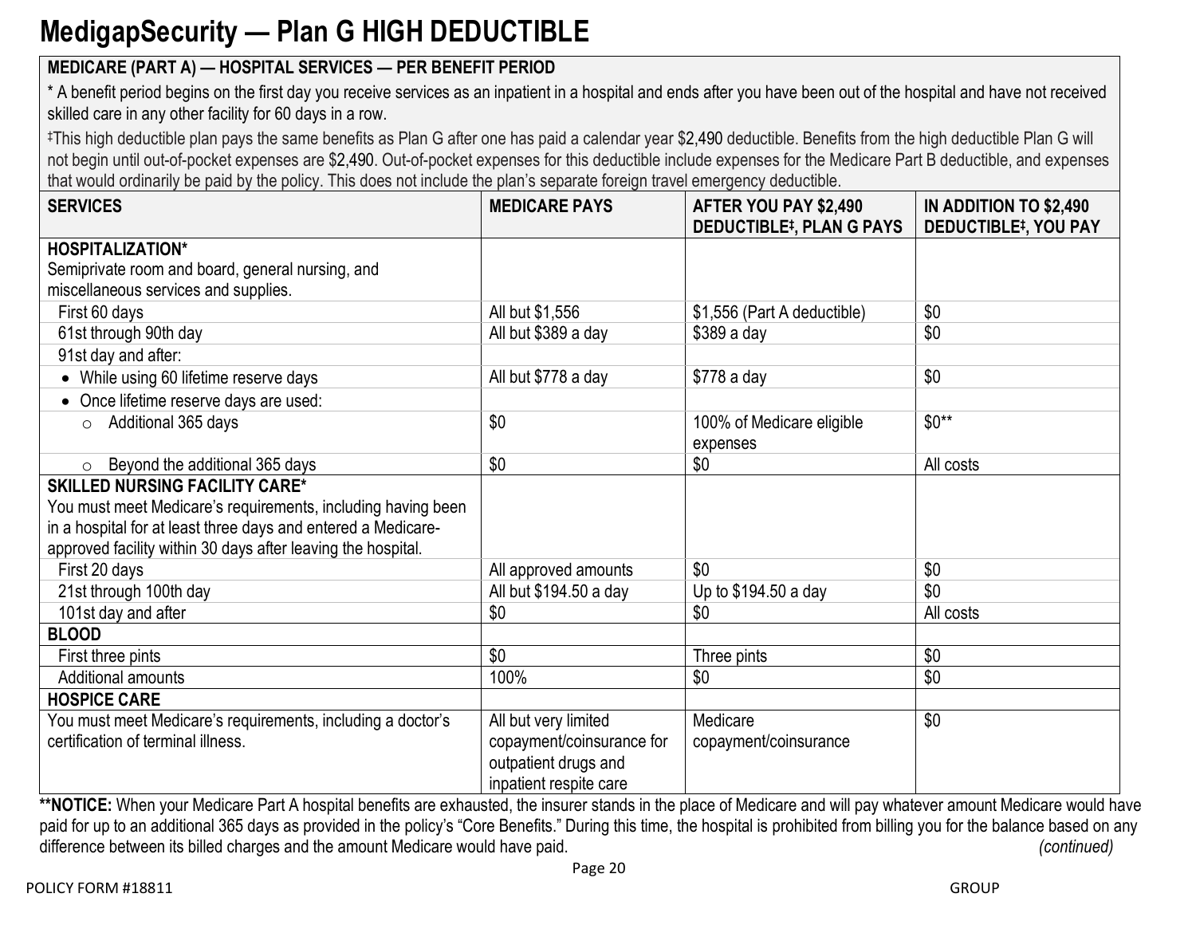# MedigapSecurity — Plan G HIGH DEDUCTIBLE

**MEDICARE (PART A) — HOSPITAL SERVICES — PER BENEFIT PERIOD**

* A benefit period begins on the first day you receive services as an inpatient in a hospital and ends after you have been out of the hospital and have not received skilled care in any other facility for 60 days in a row.

‡This high deductible plan pays the same benefits as Plan G after one has paid a calendar year $2,490 deductible. Benefits from the high deductible Plan G will not begin until out-of-pocket expenses are $2,490. Out-of-pocket expenses for this deductible include expenses for the Medicare Part B deductible, and expenses that would ordinarily be paid by the policy. This does not include the plan's separate foreign travel emergency deductible.

| SERVICES | MEDICARE PAYS | AFTER YOU PAY $2,490 DEDUCTIBLE‡, PLAN G PAYS | IN ADDITION TO $2,490 DEDUCTIBLE‡, YOU PAY |
|---|---|---|---|
| **HOSPITALIZATION*** Semiprivate room and board, general nursing, and miscellaneous services and supplies. | | | |
| First 60 days | All but $1,556 | $1,556 (Part A deductible) | $0 |
| 61st through 90th day | All but $389 a day | $389 a day | $0 |
| 91st day and after: | | | |
| • While using 60 lifetime reserve days | All but $778 a day | $778 a day | $0 |
| • Once lifetime reserve days are used: | | | |
| ○ Additional 365 days | $0 | 100% of Medicare eligible expenses | $0** |
| ○ Beyond the additional 365 days | $0 | $0 | All costs |
| **SKILLED NURSING FACILITY CARE*** You must meet Medicare's requirements, including having been in a hospital for at least three days and entered a Medicare-approved facility within 30 days after leaving the hospital. | | | |
| First 20 days | All approved amounts | $0 | $0 |
| 21st through 100th day | All but $194.50 a day | Up to $194.50 a day | $0 |
| 101st day and after | $0 | $0 | All costs |
| **BLOOD** | | | |
| First three pints | $0 | Three pints | $0 |
| Additional amounts | 100% | $0 | $0 |
| **HOSPICE CARE** | | | |
| You must meet Medicare's requirements, including a doctor's certification of terminal illness. | All but very limited copayment/coinsurance for outpatient drugs and inpatient respite care | Medicare copayment/coinsurance | $0 |

****NOTICE:** When your Medicare Part A hospital benefits are exhausted, the insurer stands in the place of Medicare and will pay whatever amount Medicare would have paid for up to an additional 365 days as provided in the policy's "Core Benefits." During this time, the hospital is prohibited from billing you for the balance based on any difference between its billed charges and the amount Medicare would have paid.

*(continued)*

POLICY FORM #18811 GROUP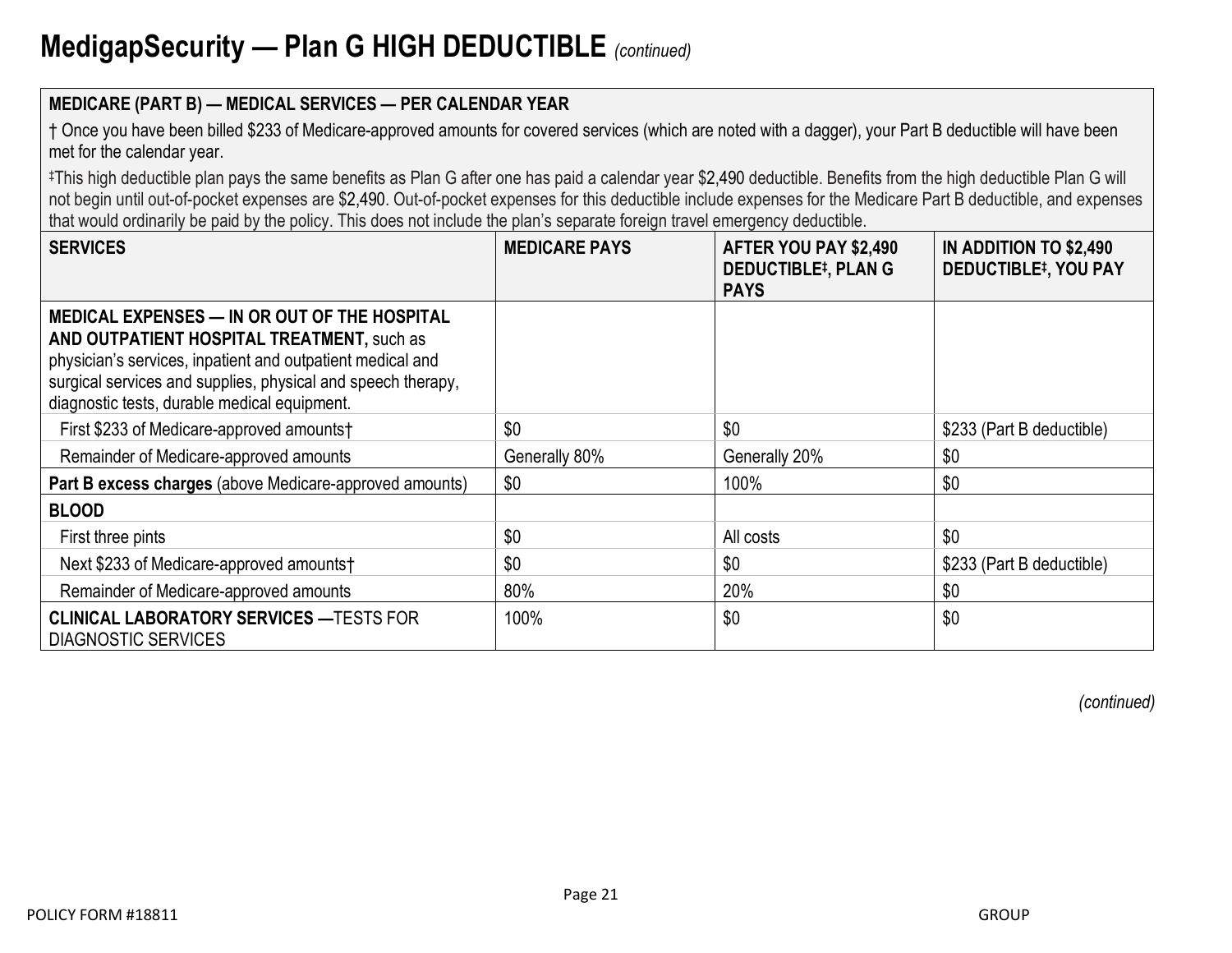# MedigapSecurity — Plan G HIGH DEDUCTIBLE *(continued)*

**MEDICARE (PART B) — MEDICAL SERVICES — PER CALENDAR YEAR**

† Once you have been billed $233 of Medicare-approved amounts for covered services (which are noted with a dagger), your Part B deductible will have been met for the calendar year.

‡This high deductible plan pays the same benefits as Plan G after one has paid a calendar year $2,490 deductible. Benefits from the high deductible Plan G will not begin until out-of-pocket expenses are $2,490. Out-of-pocket expenses for this deductible include expenses for the Medicare Part B deductible, and expenses that would ordinarily be paid by the policy. This does not include the plan's separate foreign travel emergency deductible.

| SERVICES | MEDICARE PAYS | AFTER YOU PAY $2,490 DEDUCTIBLE‡, PLAN G PAYS | IN ADDITION TO $2,490 DEDUCTIBLE‡, YOU PAY |
|---|---|---|---|
| **MEDICAL EXPENSES — IN OR OUT OF THE HOSPITAL AND OUTPATIENT HOSPITAL TREATMENT,** such as physician's services, inpatient and outpatient medical and surgical services and supplies, physical and speech therapy, diagnostic tests, durable medical equipment. | | | |
| First $233 of Medicare-approved amounts† | $0 | $0 | $233 (Part B deductible) |
| Remainder of Medicare-approved amounts | Generally 80% | Generally 20% | $0 |
| **Part B excess charges** (above Medicare-approved amounts) | $0 | 100% | $0 |
| **BLOOD** | | | |
| First three pints | $0 | All costs | $0 |
| Next $233 of Medicare-approved amounts† | $0 | $0 | $233 (Part B deductible) |
| Remainder of Medicare-approved amounts | 80% | 20% | $0 |
| **CLINICAL LABORATORY SERVICES —**TESTS FOR DIAGNOSTIC SERVICES | 100% | $0 | $0 |

*(continued)*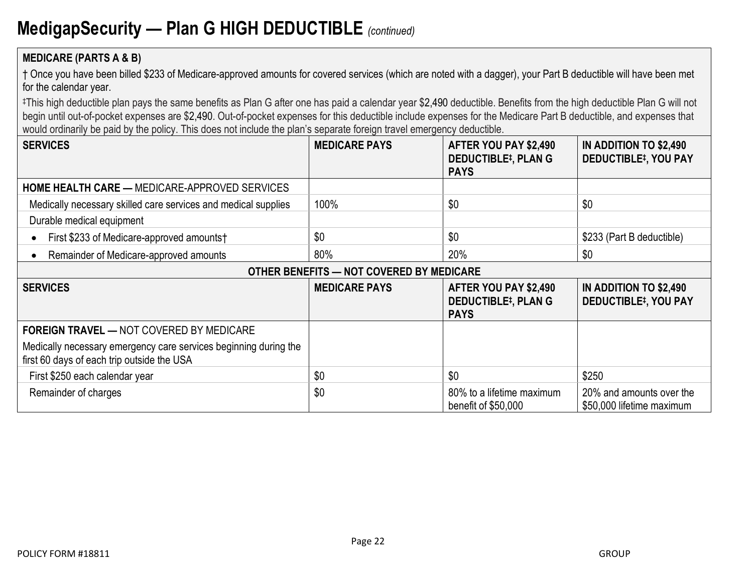# MedigapSecurity — Plan G HIGH DEDUCTIBLE *(continued)*

**MEDICARE (PARTS A & B)**

† Once you have been billed $233 of Medicare-approved amounts for covered services (which are noted with a dagger), your Part B deductible will have been met for the calendar year.

‡This high deductible plan pays the same benefits as Plan G after one has paid a calendar year $2,490 deductible. Benefits from the high deductible Plan G will not begin until out-of-pocket expenses are $2,490. Out-of-pocket expenses for this deductible include expenses for the Medicare Part B deductible, and expenses that would ordinarily be paid by the policy. This does not include the plan's separate foreign travel emergency deductible.

| SERVICES | MEDICARE PAYS | AFTER YOU PAY $2,490 DEDUCTIBLE‡, PLAN G PAYS | IN ADDITION TO $2,490 DEDUCTIBLE‡, YOU PAY |
|---|---|---|---|
| **HOME HEALTH CARE —** MEDICARE-APPROVED SERVICES | | | |
| Medically necessary skilled care services and medical supplies | 100% | $0 | $0 |
| Durable medical equipment | | | |
| • First $233 of Medicare-approved amounts† | $0 | $0 | $233 (Part B deductible) |
| • Remainder of Medicare-approved amounts | 80% | 20% | $0 |

**OTHER BENEFITS — NOT COVERED BY MEDICARE**

| SERVICES | MEDICARE PAYS | AFTER YOU PAY $2,490 DEDUCTIBLE‡, PLAN G PAYS | IN ADDITION TO $2,490 DEDUCTIBLE‡, YOU PAY |
|---|---|---|---|
| **FOREIGN TRAVEL —** NOT COVERED BY MEDICARE<br>Medically necessary emergency care services beginning during the first 60 days of each trip outside the USA | | | |
| First $250 each calendar year | $0 | $0 | $250 |
| Remainder of charges | $0 | 80% to a lifetime maximum benefit of $50,000 | 20% and amounts over the $50,000 lifetime maximum |

POLICY FORM #18811 GROUP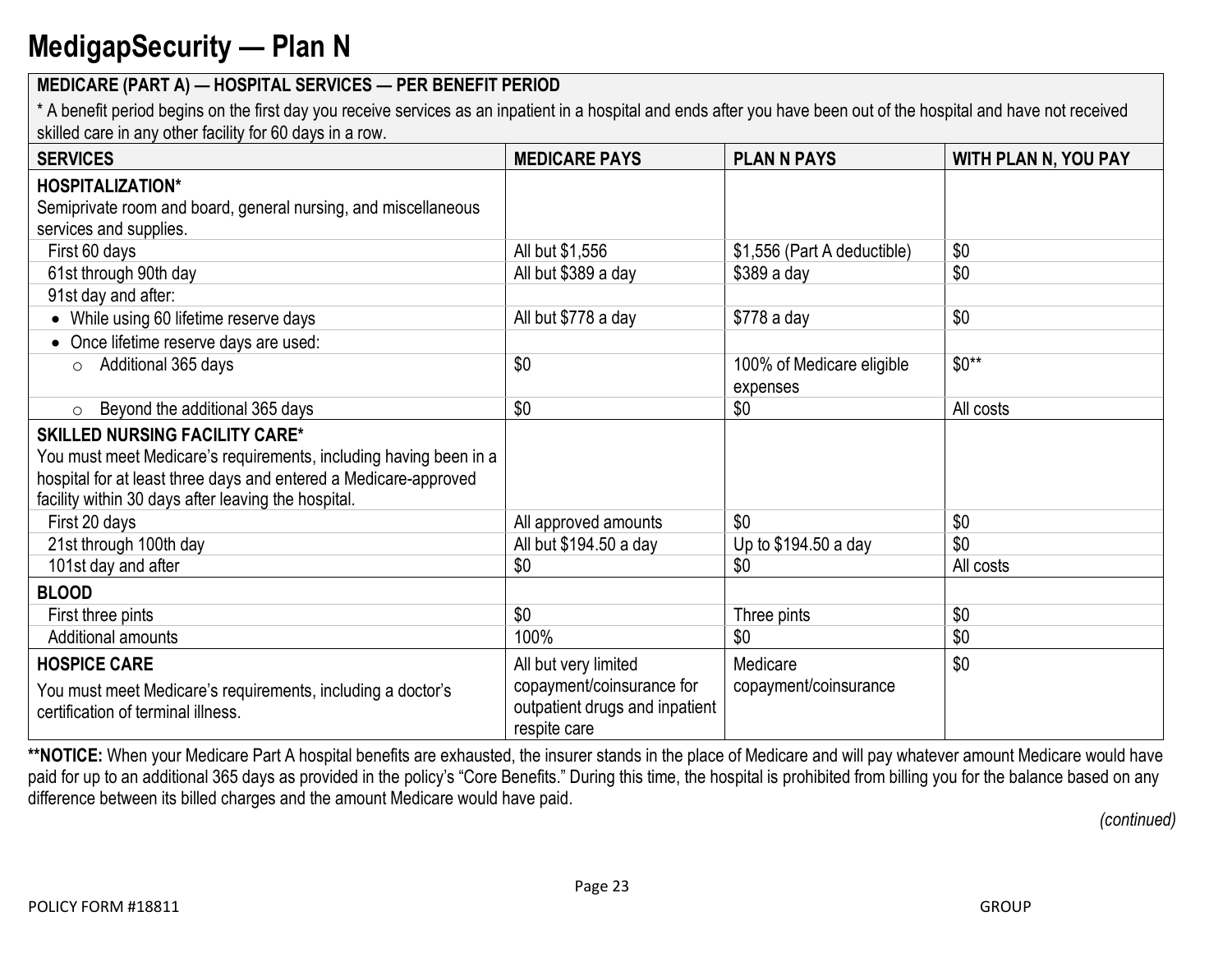# MedigapSecurity — Plan N

| MEDICARE (PART A) — HOSPITAL SERVICES — PER BENEFIT PERIOD | | | |
|---|---|---|---|
| * A benefit period begins on the first day you receive services as an inpatient in a hospital and ends after you have been out of the hospital and have not received skilled care in any other facility for 60 days in a row. | | | |
| **SERVICES** | **MEDICARE PAYS** | **PLAN N PAYS** | **WITH PLAN N, YOU PAY** |
| **HOSPITALIZATION*** Semiprivate room and board, general nursing, and miscellaneous services and supplies. | | | |
| First 60 days | All but $1,556 | $1,556 (Part A deductible) | $0 |
| 61st through 90th day | All but $389 a day | $389 a day | $0 |
| 91st day and after: | | | |
| • While using 60 lifetime reserve days | All but $778 a day | $778 a day | $0 |
| • Once lifetime reserve days are used: | | | |
| ○ Additional 365 days | $0 | 100% of Medicare eligible expenses | $0** |
| ○ Beyond the additional 365 days | $0 | $0 | All costs |
| **SKILLED NURSING FACILITY CARE*** You must meet Medicare's requirements, including having been in a hospital for at least three days and entered a Medicare-approved facility within 30 days after leaving the hospital. | | | |
| First 20 days | All approved amounts | $0 | $0 |
| 21st through 100th day | All but $194.50 a day | Up to $194.50 a day | $0 |
| 101st day and after | $0 | $0 | All costs |
| **BLOOD** | | | |
| First three pints | $0 | Three pints | $0 |
| Additional amounts | 100% | $0 | $0 |
| **HOSPICE CARE** You must meet Medicare's requirements, including a doctor's certification of terminal illness. | All but very limited copayment/coinsurance for outpatient drugs and inpatient respite care | Medicare copayment/coinsurance | $0 |

****NOTICE:** When your Medicare Part A hospital benefits are exhausted, the insurer stands in the place of Medicare and will pay whatever amount Medicare would have paid for up to an additional 365 days as provided in the policy's "Core Benefits." During this time, the hospital is prohibited from billing you for the balance based on any difference between its billed charges and the amount Medicare would have paid.

*(continued)*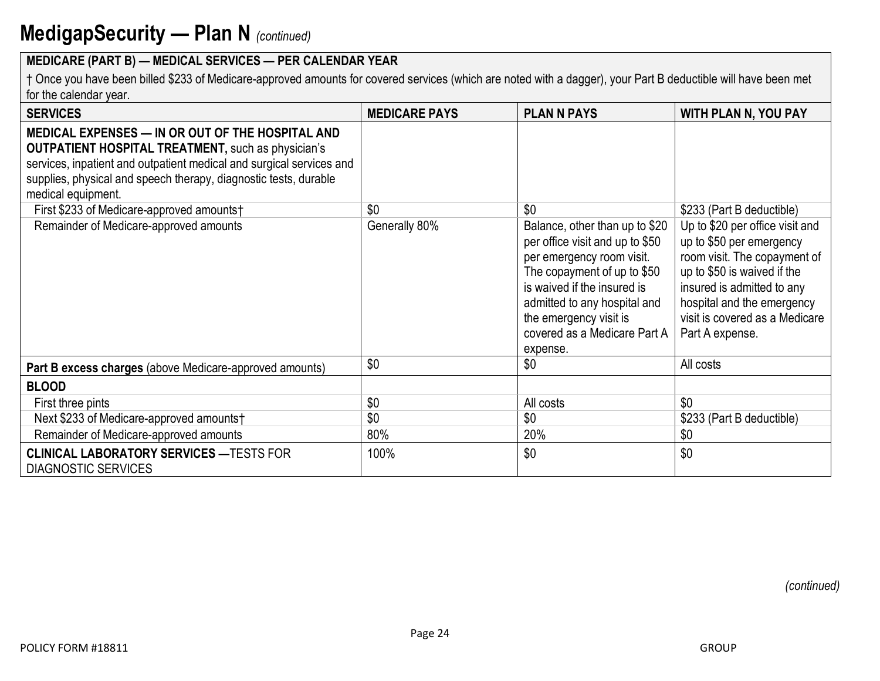# MedigapSecurity — Plan N *(continued)*

**MEDICARE (PART B) — MEDICAL SERVICES — PER CALENDAR YEAR**

† Once you have been billed $233 of Medicare-approved amounts for covered services (which are noted with a dagger), your Part B deductible will have been met for the calendar year.

| SERVICES | MEDICARE PAYS | PLAN N PAYS | WITH PLAN N, YOU PAY |
|---|---|---|---|
| **MEDICAL EXPENSES — IN OR OUT OF THE HOSPITAL AND OUTPATIENT HOSPITAL TREATMENT,** such as physician's services, inpatient and outpatient medical and surgical services and supplies, physical and speech therapy, diagnostic tests, durable medical equipment. | | | |
| First $233 of Medicare-approved amounts† | $0 | $0 | $233 (Part B deductible) |
| Remainder of Medicare-approved amounts | Generally 80% | Balance, other than up to $20 per office visit and up to $50 per emergency room visit. The copayment of up to $50 is waived if the insured is admitted to any hospital and the emergency visit is covered as a Medicare Part A expense. | Up to $20 per office visit and up to $50 per emergency room visit. The copayment of up to $50 is waived if the insured is admitted to any hospital and the emergency visit is covered as a Medicare Part A expense. |
| **Part B excess charges** (above Medicare-approved amounts) | $0 | $0 | All costs |
| **BLOOD** | | | |
| First three pints | $0 | All costs | $0 |
| Next $233 of Medicare-approved amounts† | $0 | $0 | $233 (Part B deductible) |
| Remainder of Medicare-approved amounts | 80% | 20% | $0 |
| **CLINICAL LABORATORY SERVICES —**TESTS FOR DIAGNOSTIC SERVICES | 100% | $0 | $0 |

*(continued)*

POLICY FORM #18811

GROUP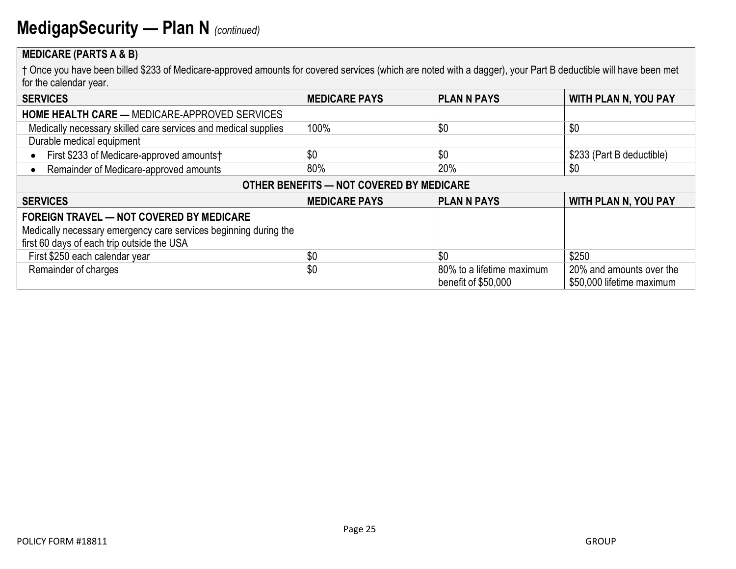# MedigapSecurity — Plan N *(continued)*

**MEDICARE (PARTS A & B)**

† Once you have been billed $233 of Medicare-approved amounts for covered services (which are noted with a dagger), your Part B deductible will have been met for the calendar year.

| SERVICES | MEDICARE PAYS | PLAN N PAYS | WITH PLAN N, YOU PAY |
|---|---|---|---|
| **HOME HEALTH CARE —** MEDICARE-APPROVED SERVICES | | | |
| Medically necessary skilled care services and medical supplies | 100% | $0 | $0 |
| Durable medical equipment | | | |
| • First $233 of Medicare-approved amounts† | $0 | $0 | $233 (Part B deductible) |
| • Remainder of Medicare-approved amounts | 80% | 20% | $0 |

**OTHER BENEFITS — NOT COVERED BY MEDICARE**

| SERVICES | MEDICARE PAYS | PLAN N PAYS | WITH PLAN N, YOU PAY |
|---|---|---|---|
| **FOREIGN TRAVEL — NOT COVERED BY MEDICARE** Medically necessary emergency care services beginning during the first 60 days of each trip outside the USA | | | |
| First $250 each calendar year | $0 | $0 | $250 |
| Remainder of charges | $0 | 80% to a lifetime maximum benefit of $50,000 | 20% and amounts over the $50,000 lifetime maximum |

POLICY FORM #18811 GROUP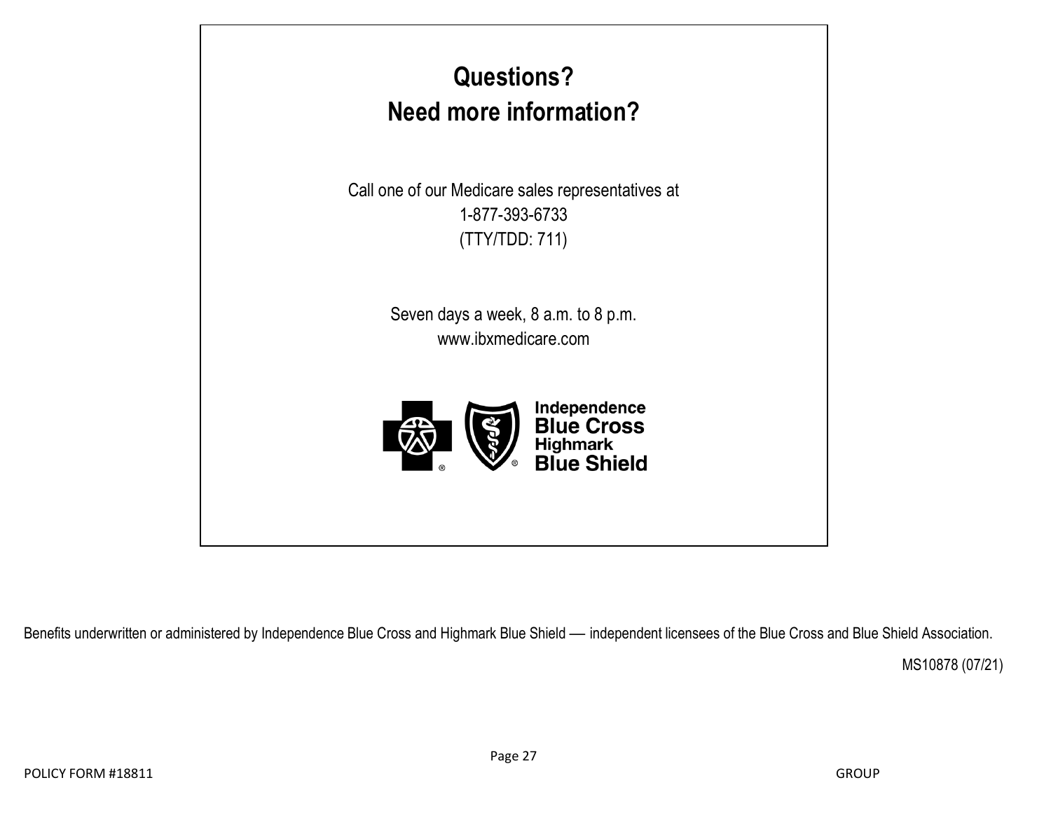## Questions?
## Need more information?

Call one of our Medicare sales representatives at
1-877-393-6733
(TTY/TDD: 711)

Seven days a week, 8 a.m. to 8 p.m.
www.ibxmedicare.com

Independence Blue Cross
Highmark Blue Shield

Benefits underwritten or administered by Independence Blue Cross and Highmark Blue Shield — independent licensees of the Blue Cross and Blue Shield Association.

MS10878 (07/21)

POLICY FORM #18811 GROUP